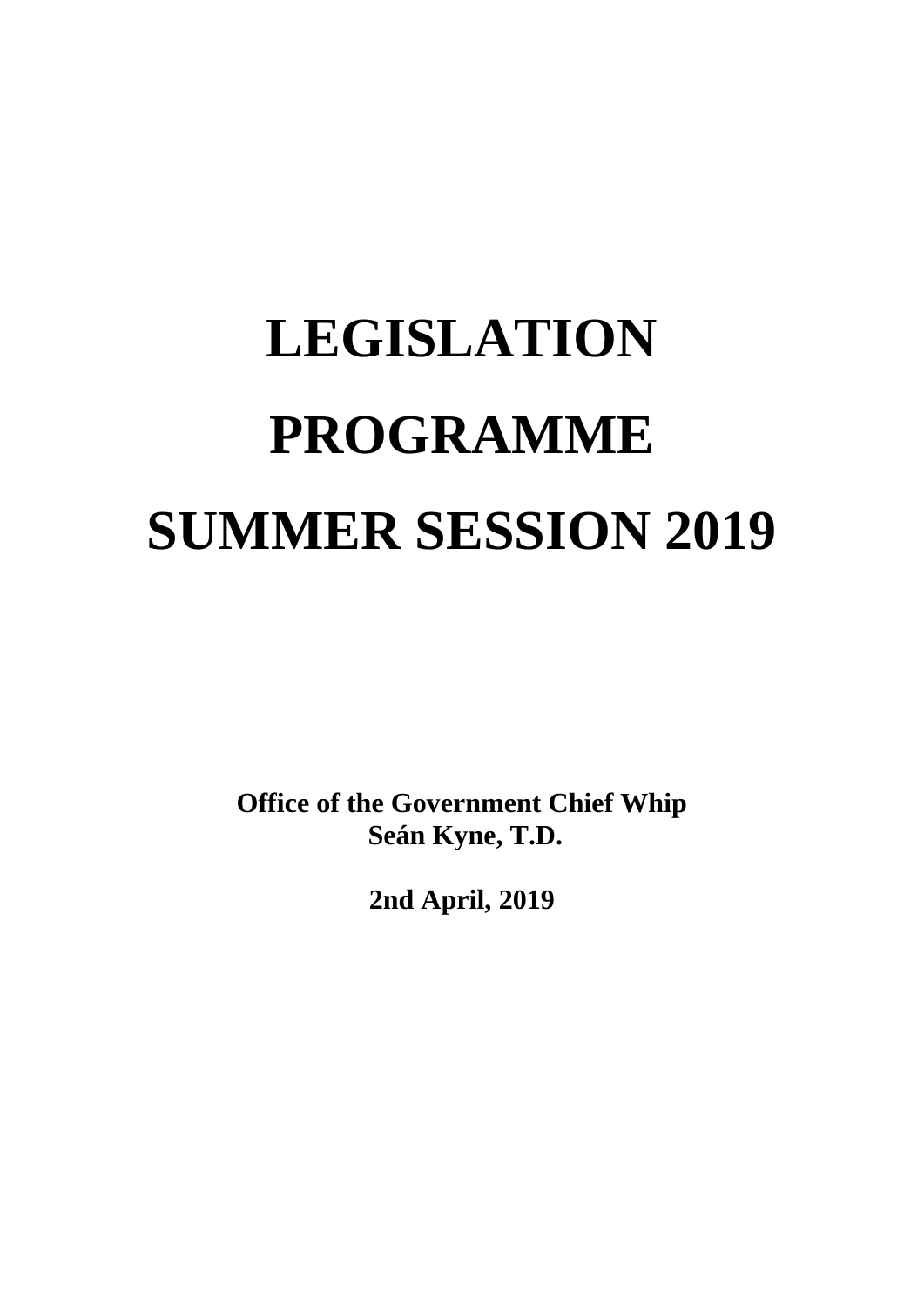# LEGISLATION PROGRAMME SUMMER SESSION 2019

**Office of the Government Chief Whip**
**Seán Kyne, T.D.**

**2nd April, 2019**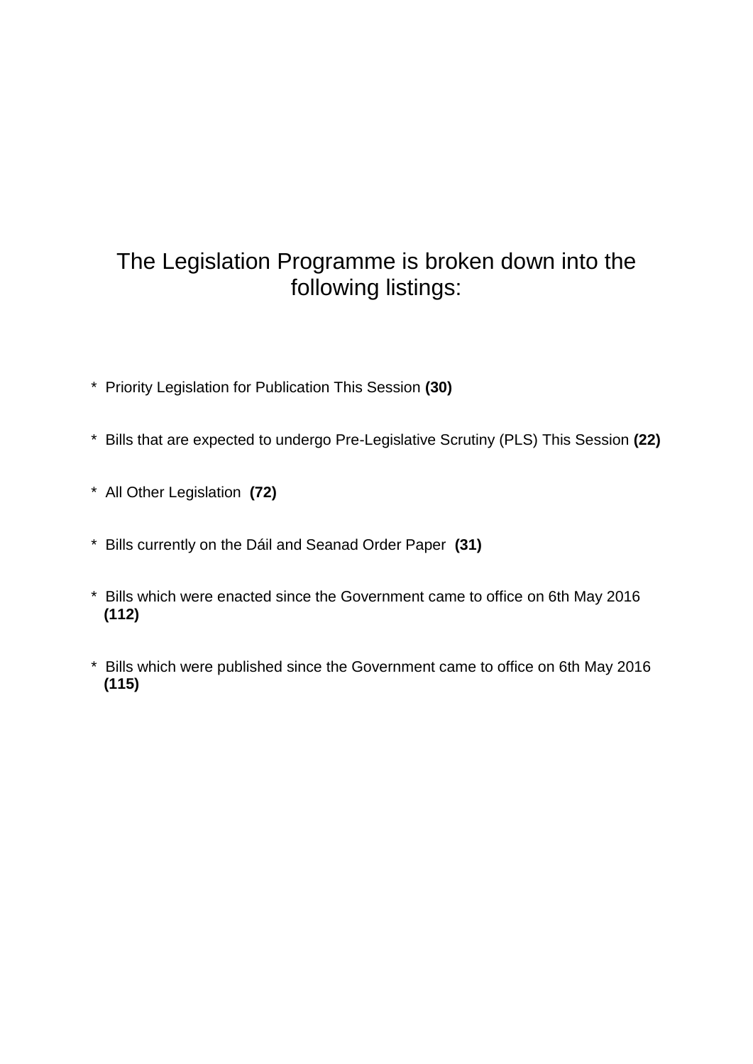## The Legislation Programme is broken down into the following listings:

* Priority Legislation for Publication This Session **(30)**

* Bills that are expected to undergo Pre-Legislative Scrutiny (PLS) This Session **(22)**

* All Other Legislation **(72)**

* Bills currently on the Dáil and Seanad Order Paper **(31)**

* Bills which were enacted since the Government came to office on 6th May 2016 **(112)**

* Bills which were published since the Government came to office on 6th May 2016 **(115)**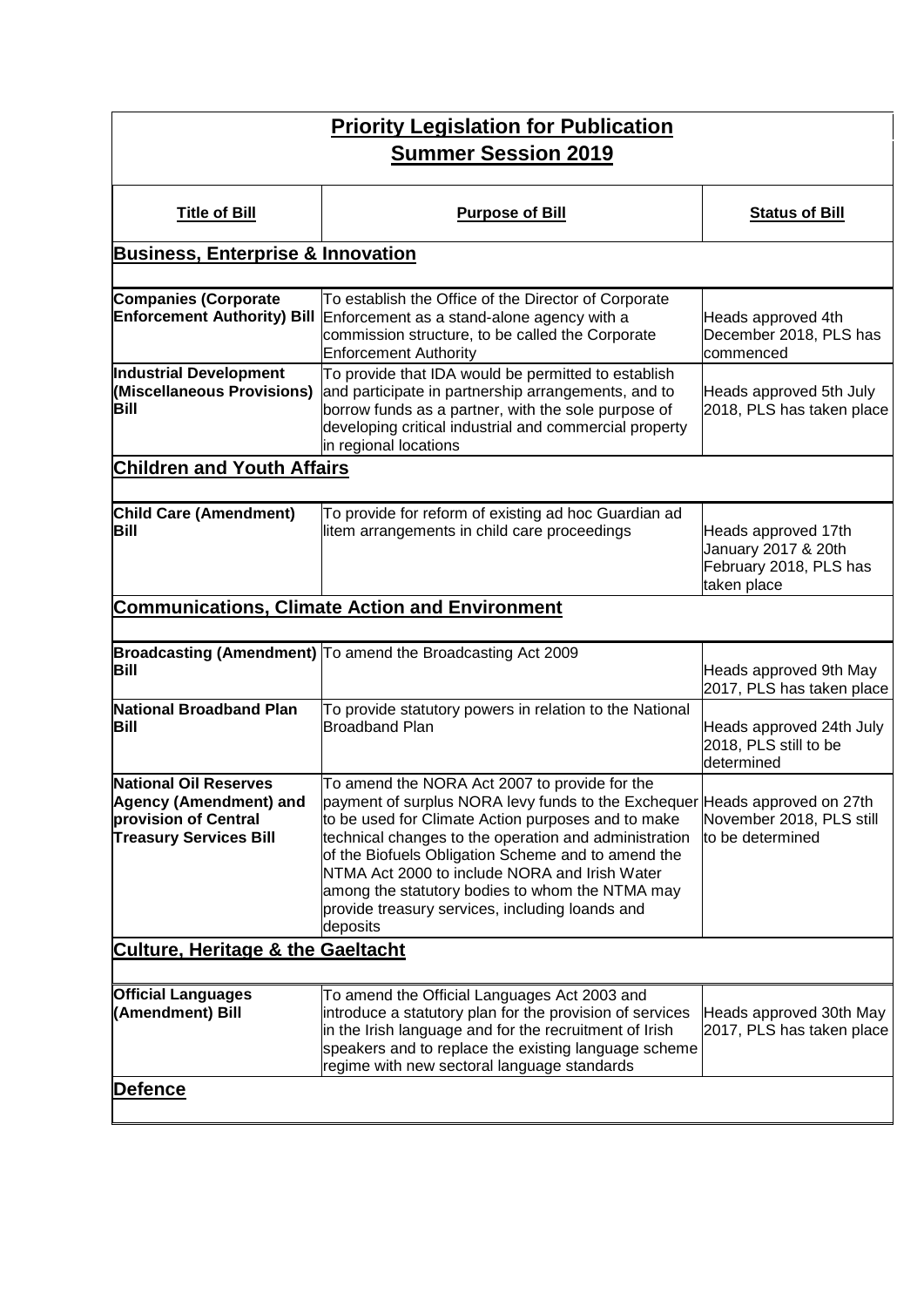# Priority Legislation for Publication
## Summer Session 2019

| Title of Bill | Purpose of Bill | Status of Bill |
|---|---|---|
| **Business, Enterprise & Innovation** | | |
| **Companies (Corporate Enforcement Authority) Bill** | To establish the Office of the Director of Corporate Enforcement as a stand-alone agency with a commission structure, to be called the Corporate Enforcement Authority | Heads approved 4th December 2018, PLS has commenced |
| **Industrial Development (Miscellaneous Provisions) Bill** | To provide that IDA would be permitted to establish and participate in partnership arrangements, and to borrow funds as a partner, with the sole purpose of developing critical industrial and commercial property in regional locations | Heads approved 5th July 2018, PLS has taken place |
| **Children and Youth Affairs** | | |
| **Child Care (Amendment) Bill** | To provide for reform of existing ad hoc Guardian ad litem arrangements in child care proceedings | Heads approved 17th January 2017 & 20th February 2018, PLS has taken place |
| **Communications, Climate Action and Environment** | | |
| **Broadcasting (Amendment) Bill** | To amend the Broadcasting Act 2009 | Heads approved 9th May 2017, PLS has taken place |
| **National Broadband Plan Bill** | To provide statutory powers in relation to the National Broadband Plan | Heads approved 24th July 2018, PLS still to be determined |
| **National Oil Reserves Agency (Amendment) and provision of Central Treasury Services Bill** | To amend the NORA Act 2007 to provide for the payment of surplus NORA levy funds to the Exchequer to be used for Climate Action purposes and to make technical changes to the operation and administration of the Biofuels Obligation Scheme and to amend the NTMA Act 2000 to include NORA and Irish Water among the statutory bodies to whom the NTMA may provide treasury services, including loands and deposits | Heads approved on 27th November 2018, PLS still to be determined |
| **Culture, Heritage & the Gaeltacht** | | |
| **Official Languages (Amendment) Bill** | To amend the Official Languages Act 2003 and introduce a statutory plan for the provision of services in the Irish language and for the recruitment of Irish speakers and to replace the existing language scheme regime with new sectoral language standards | Heads approved 30th May 2017, PLS has taken place |
| **Defence** | | |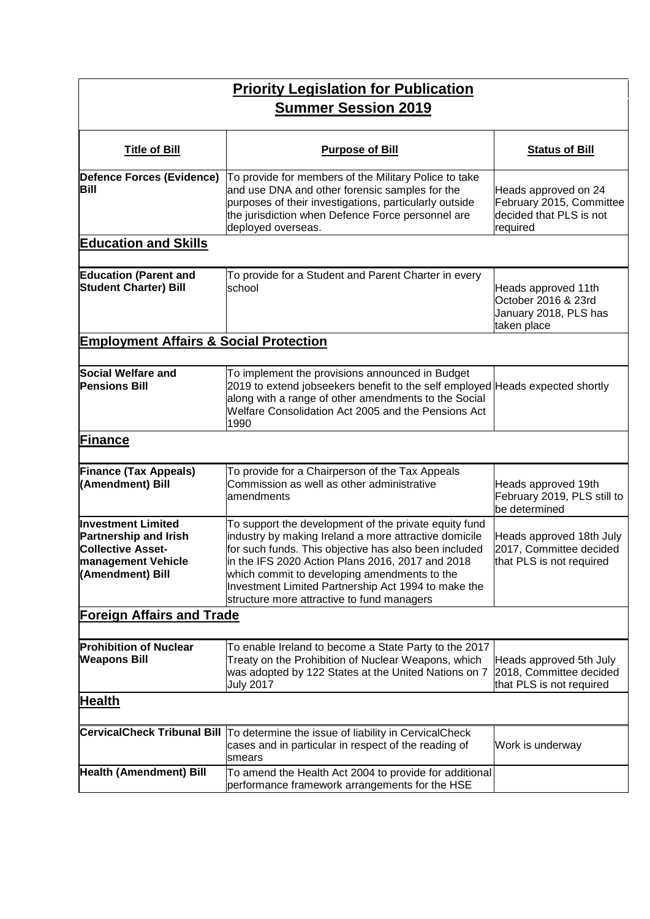| **Priority Legislation for Publication Summer Session 2019** | | |
|---|---|---|
| **Title of Bill** | **Purpose of Bill** | **Status of Bill** |
| **Defence Forces (Evidence) Bill** | To provide for members of the Military Police to take and use DNA and other forensic samples for the purposes of their investigations, particularly outside the jurisdiction when Defence Force personnel are deployed overseas. | Heads approved on 24 February 2015, Committee decided that PLS is not required |
| **Education and Skills** | | |
| **Education (Parent and Student Charter) Bill** | To provide for a Student and Parent Charter in every school | Heads approved 11th October 2016 & 23rd January 2018, PLS has taken place |
| **Employment Affairs & Social Protection** | | |
| **Social Welfare and Pensions Bill** | To implement the provisions announced in Budget 2019 to extend jobseekers benefit to the self employed along with a range of other amendments to the Social Welfare Consolidation Act 2005 and the Pensions Act 1990 | Heads expected shortly |
| **Finance** | | |
| **Finance (Tax Appeals) (Amendment) Bill** | To provide for a Chairperson of the Tax Appeals Commission as well as other administrative amendments | Heads approved 19th February 2019, PLS still to be determined |
| **Investment Limited Partnership and Irish Collective Asset-management Vehicle (Amendment) Bill** | To support the development of the private equity fund industry by making Ireland a more attractive domicile for such funds. This objective has also been included in the IFS 2020 Action Plans 2016, 2017 and 2018 which commit to developing amendments to the Investment Limited Partnership Act 1994 to make the structure more attractive to fund managers | Heads approved 18th July 2017, Committee decided that PLS is not required |
| **Foreign Affairs and Trade** | | |
| **Prohibition of Nuclear Weapons Bill** | To enable Ireland to become a State Party to the 2017 Treaty on the Prohibition of Nuclear Weapons, which was adopted by 122 States at the United Nations on 7 July 2017 | Heads approved 5th July 2018, Committee decided that PLS is not required |
| **Health** | | |
| **CervicalCheck Tribunal Bill** | To determine the issue of liability in CervicalCheck cases and in particular in respect of the reading of smears | Work is underway |
| **Health (Amendment) Bill** | To amend the Health Act 2004 to provide for additional performance framework arrangements for the HSE | |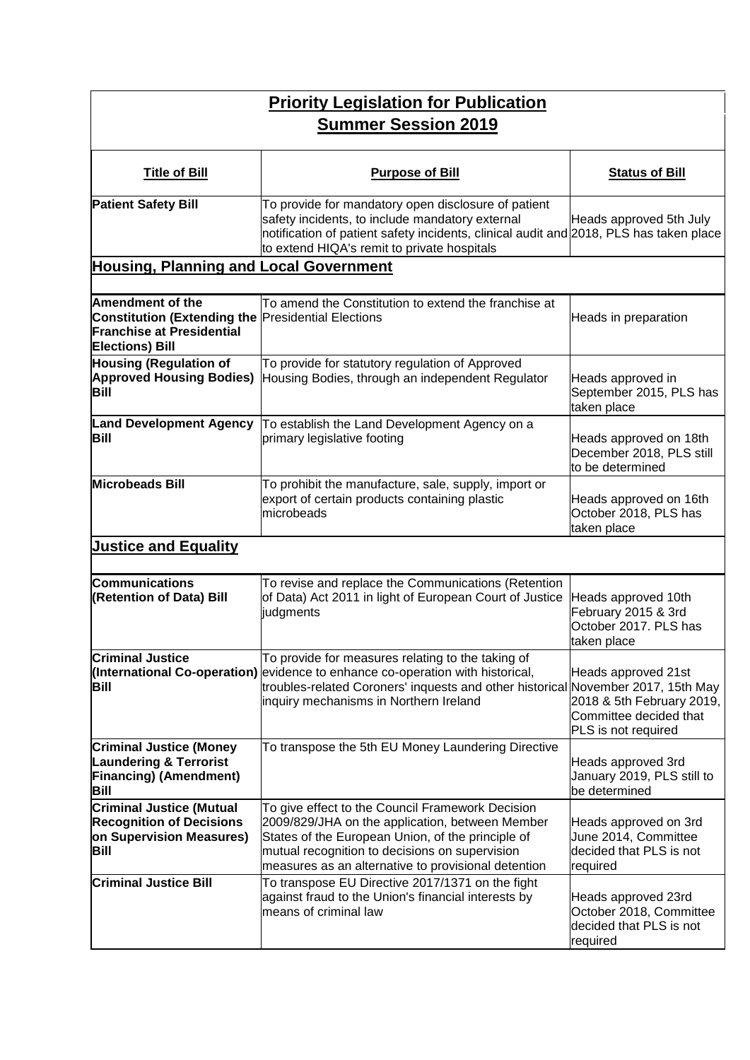## Priority Legislation for Publication

## Summer Session 2019

| Title of Bill | Purpose of Bill | Status of Bill |
|---|---|---|
| **Patient Safety Bill** | To provide for mandatory open disclosure of patient safety incidents, to include mandatory external notification of patient safety incidents, clinical audit and to extend HIQA's remit to private hospitals | Heads approved 5th July 2018, PLS has taken place |
| **Housing, Planning and Local Government** | | |
| **Amendment of the Constitution (Extending the Franchise at Presidential Elections) Bill** | To amend the Constitution to extend the franchise at Presidential Elections | Heads in preparation |
| **Housing (Regulation of Approved Housing Bodies) Bill** | To provide for statutory regulation of Approved Housing Bodies, through an independent Regulator | Heads approved in September 2015, PLS has taken place |
| **Land Development Agency Bill** | To establish the Land Development Agency on a primary legislative footing | Heads approved on 18th December 2018, PLS still to be determined |
| **Microbeads Bill** | To prohibit the manufacture, sale, supply, import or export of certain products containing plastic microbeads | Heads approved on 16th October 2018, PLS has taken place |
| **Justice and Equality** | | |
| **Communications (Retention of Data) Bill** | To revise and replace the Communications (Retention of Data) Act 2011 in light of European Court of Justice judgments | Heads approved 10th February 2015 & 3rd October 2017. PLS has taken place |
| **Criminal Justice (International Co-operation) Bill** | To provide for measures relating to the taking of evidence to enhance co-operation with historical, troubles-related Coroners' inquests and other historical inquiry mechanisms in Northern Ireland | Heads approved 21st November 2017, 15th May 2018 & 5th February 2019, Committee decided that PLS is not required |
| **Criminal Justice (Money Laundering & Terrorist Financing) (Amendment) Bill** | To transpose the 5th EU Money Laundering Directive | Heads approved 3rd January 2019, PLS still to be determined |
| **Criminal Justice (Mutual Recognition of Decisions on Supervision Measures) Bill** | To give effect to the Council Framework Decision 2009/829/JHA on the application, between Member States of the European Union, of the principle of mutual recognition to decisions on supervision measures as an alternative to provisional detention | Heads approved on 3rd June 2014, Committee decided that PLS is not required |
| **Criminal Justice Bill** | To transpose EU Directive 2017/1371 on the fight against fraud to the Union's financial interests by means of criminal law | Heads approved 23rd October 2018, Committee decided that PLS is not required |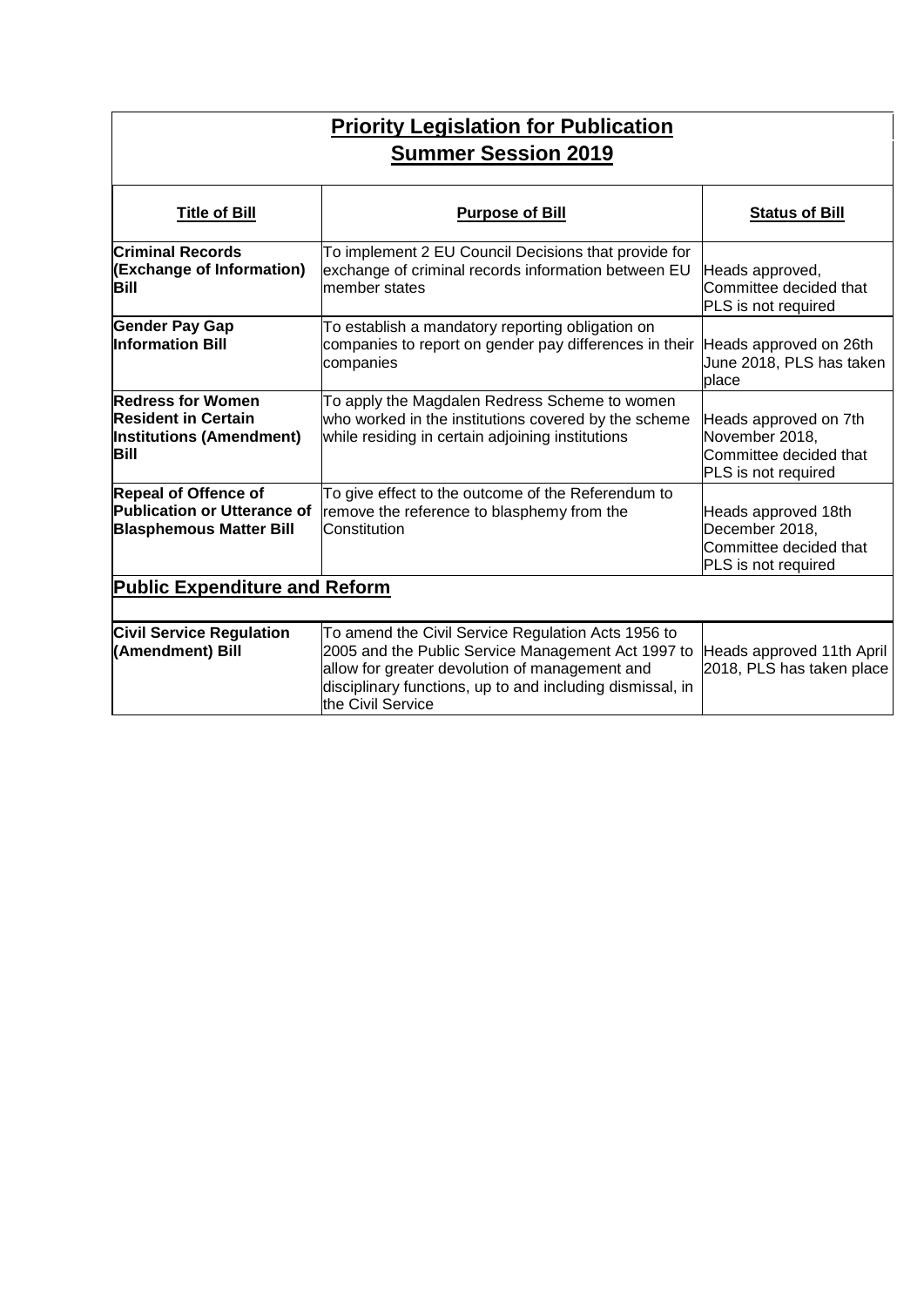## Priority Legislation for Publication
## Summer Session 2019

| Title of Bill | Purpose of Bill | Status of Bill |
|---|---|---|
| **Criminal Records (Exchange of Information) Bill** | To implement 2 EU Council Decisions that provide for exchange of criminal records information between EU member states | Heads approved, Committee decided that PLS is not required |
| **Gender Pay Gap Information Bill** | To establish a mandatory reporting obligation on companies to report on gender pay differences in their companies | Heads approved on 26th June 2018, PLS has taken place |
| **Redress for Women Resident in Certain Institutions (Amendment) Bill** | To apply the Magdalen Redress Scheme to women who worked in the institutions covered by the scheme while residing in certain adjoining institutions | Heads approved on 7th November 2018, Committee decided that PLS is not required |
| **Repeal of Offence of Publication or Utterance of Blasphemous Matter Bill** | To give effect to the outcome of the Referendum to remove the reference to blasphemy from the Constitution | Heads approved 18th December 2018, Committee decided that PLS is not required |
| **Public Expenditure and Reform** | | |
| **Civil Service Regulation (Amendment) Bill** | To amend the Civil Service Regulation Acts 1956 to 2005 and the Public Service Management Act 1997 to allow for greater devolution of management and disciplinary functions, up to and including dismissal, in the Civil Service | Heads approved 11th April 2018, PLS has taken place |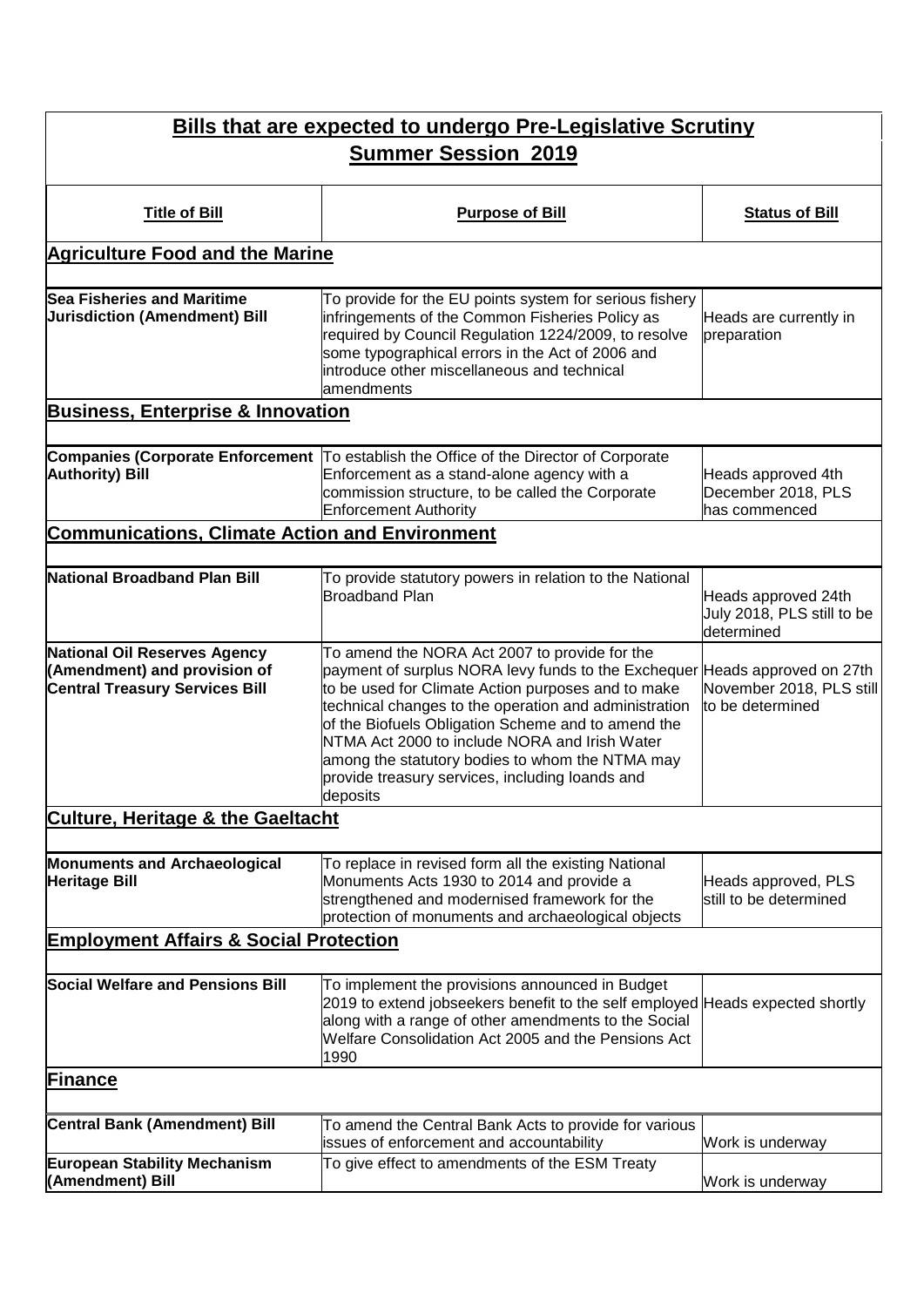## Bills that are expected to undergo Pre-Legislative Scrutiny

## Summer Session 2019

| Title of Bill | Purpose of Bill | Status of Bill |
|---|---|---|
| **Agriculture Food and the Marine** | | |
| **Sea Fisheries and Maritime Jurisdiction (Amendment) Bill** | To provide for the EU points system for serious fishery infringements of the Common Fisheries Policy as required by Council Regulation 1224/2009, to resolve some typographical errors in the Act of 2006 and introduce other miscellaneous and technical amendments | Heads are currently in preparation |
| **Business, Enterprise & Innovation** | | |
| **Companies (Corporate Enforcement Authority) Bill** | To establish the Office of the Director of Corporate Enforcement as a stand-alone agency with a commission structure, to be called the Corporate Enforcement Authority | Heads approved 4th December 2018, PLS has commenced |
| **Communications, Climate Action and Environment** | | |
| **National Broadband Plan Bill** | To provide statutory powers in relation to the National Broadband Plan | Heads approved 24th July 2018, PLS still to be determined |
| **National Oil Reserves Agency (Amendment) and provision of Central Treasury Services Bill** | To amend the NORA Act 2007 to provide for the payment of surplus NORA levy funds to the Exchequer to be used for Climate Action purposes and to make technical changes to the operation and administration of the Biofuels Obligation Scheme and to amend the NTMA Act 2000 to include NORA and Irish Water among the statutory bodies to whom the NTMA may provide treasury services, including loands and deposits | Heads approved on 27th November 2018, PLS still to be determined |
| **Culture, Heritage & the Gaeltacht** | | |
| **Monuments and Archaeological Heritage Bill** | To replace in revised form all the existing National Monuments Acts 1930 to 2014 and provide a strengthened and modernised framework for the protection of monuments and archaeological objects | Heads approved, PLS still to be determined |
| **Employment Affairs & Social Protection** | | |
| **Social Welfare and Pensions Bill** | To implement the provisions announced in Budget 2019 to extend jobseekers benefit to the self employed along with a range of other amendments to the Social Welfare Consolidation Act 2005 and the Pensions Act 1990 | Heads expected shortly |
| **Finance** | | |
| **Central Bank (Amendment) Bill** | To amend the Central Bank Acts to provide for various issues of enforcement and accountability | Work is underway |
| **European Stability Mechanism (Amendment) Bill** | To give effect to amendments of the ESM Treaty | Work is underway |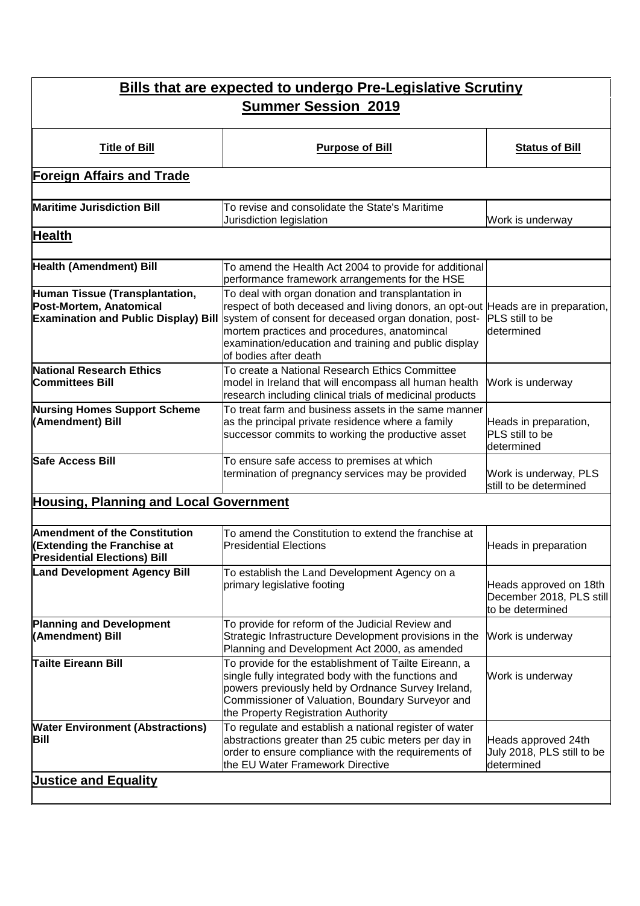## Bills that are expected to undergo Pre-Legislative Scrutiny
## Summer Session 2019

| Title of Bill | Purpose of Bill | Status of Bill |
|---|---|---|
| **Foreign Affairs and Trade** | | |
| **Maritime Jurisdiction Bill** | To revise and consolidate the State's Maritime Jurisdiction legislation | Work is underway |
| **Health** | | |
| **Health (Amendment) Bill** | To amend the Health Act 2004 to provide for additional performance framework arrangements for the HSE | |
| **Human Tissue (Transplantation, Post-Mortem, Anatomical Examination and Public Display) Bill** | To deal with organ donation and transplantation in respect of both deceased and living donors, an opt-out system of consent for deceased organ donation, post-mortem practices and procedures, anatomincal examination/education and training and public display of bodies after death | Heads are in preparation, PLS still to be determined |
| **National Research Ethics Committees Bill** | To create a National Research Ethics Committee model in Ireland that will encompass all human health research including clinical trials of medicinal products | Work is underway |
| **Nursing Homes Support Scheme (Amendment) Bill** | To treat farm and business assets in the same manner as the principal private residence where a family successor commits to working the productive asset | Heads in preparation, PLS still to be determined |
| **Safe Access Bill** | To ensure safe access to premises at which termination of pregnancy services may be provided | Work is underway, PLS still to be determined |
| **Housing, Planning and Local Government** | | |
| **Amendment of the Constitution (Extending the Franchise at Presidential Elections) Bill** | To amend the Constitution to extend the franchise at Presidential Elections | Heads in preparation |
| **Land Development Agency Bill** | To establish the Land Development Agency on a primary legislative footing | Heads approved on 18th December 2018, PLS still to be determined |
| **Planning and Development (Amendment) Bill** | To provide for reform of the Judicial Review and Strategic Infrastructure Development provisions in the Planning and Development Act 2000, as amended | Work is underway |
| **Tailte Eireann Bill** | To provide for the establishment of Tailte Eireann, a single fully integrated body with the functions and powers previously held by Ordnance Survey Ireland, Commissioner of Valuation, Boundary Surveyor and the Property Registration Authority | Work is underway |
| **Water Environment (Abstractions) Bill** | To regulate and establish a national register of water abstractions greater than 25 cubic meters per day in order to ensure compliance with the requirements of the EU Water Framework Directive | Heads approved 24th July 2018, PLS still to be determined |
| **Justice and Equality** | | |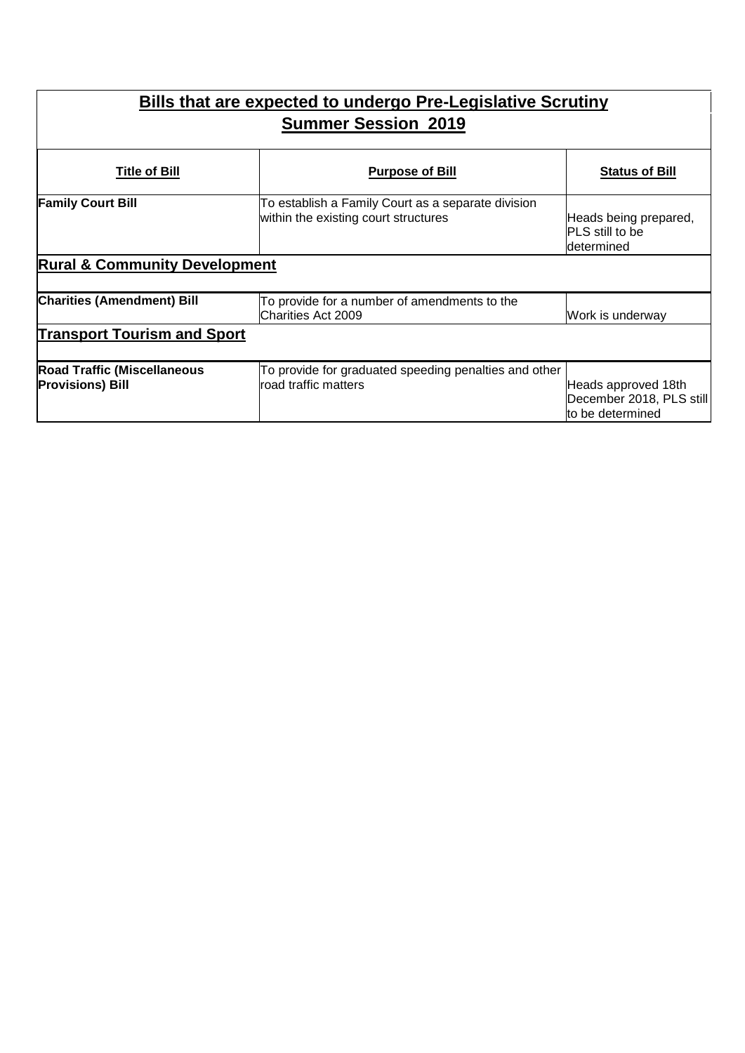## Bills that are expected to undergo Pre-Legislative Scrutiny
## Summer Session 2019

| Title of Bill | Purpose of Bill | Status of Bill |
|---|---|---|
| **Family Court Bill** | To establish a Family Court as a separate division within the existing court structures | Heads being prepared, PLS still to be determined |
| **Rural & Community Development** | | |
| **Charities (Amendment) Bill** | To provide for a number of amendments to the Charities Act 2009 | Work is underway |
| **Transport Tourism and Sport** | | |
| **Road Traffic (Miscellaneous Provisions) Bill** | To provide for graduated speeding penalties and other road traffic matters | Heads approved 18th December 2018, PLS still to be determined |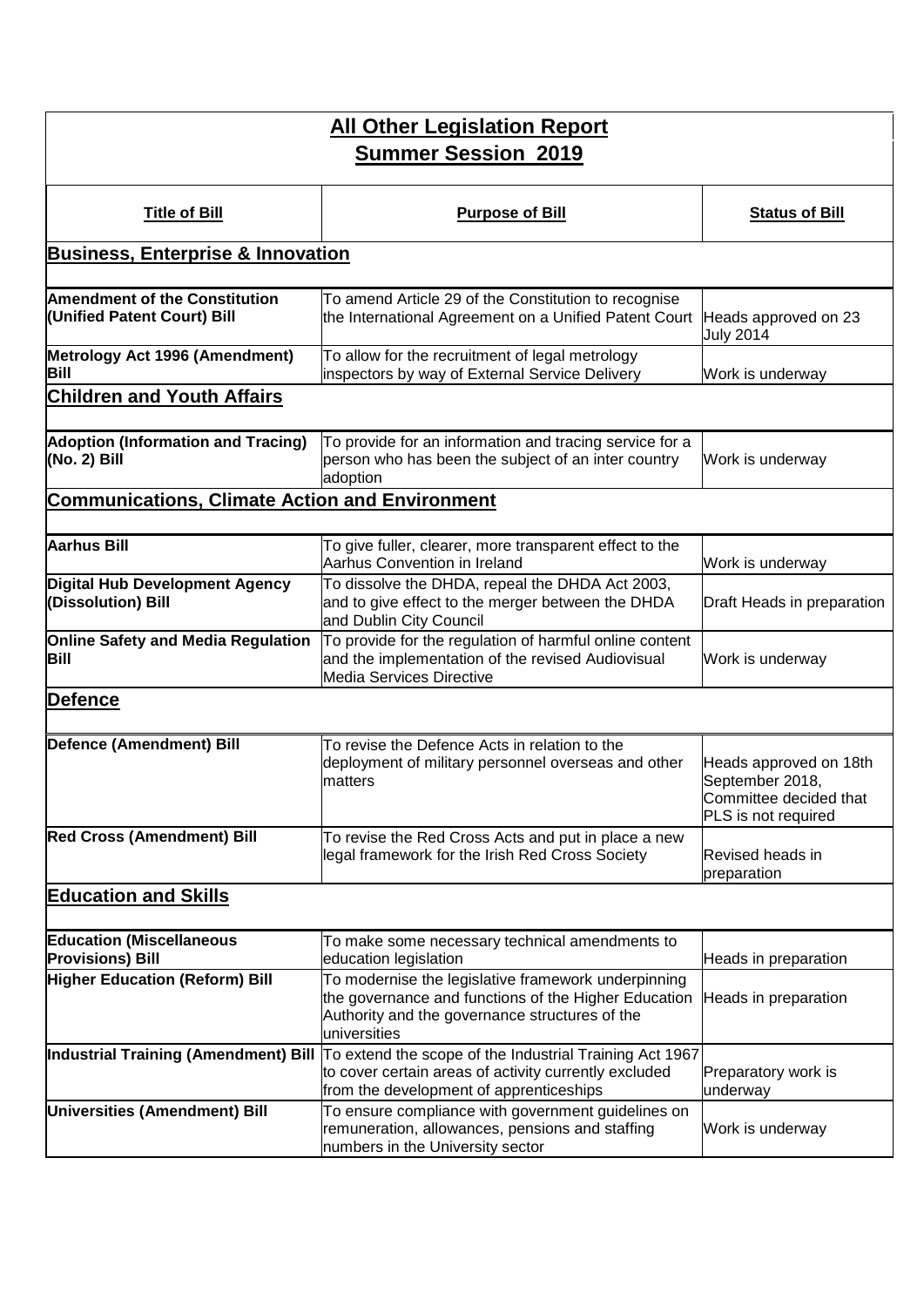## All Other Legislation Report
## Summer Session 2019

| Title of Bill | Purpose of Bill | Status of Bill |
|---|---|---|
| **Business, Enterprise & Innovation** | | |
| **Amendment of the Constitution (Unified Patent Court) Bill** | To amend Article 29 of the Constitution to recognise the International Agreement on a Unified Patent Court | Heads approved on 23 July 2014 |
| **Metrology Act 1996 (Amendment) Bill** | To allow for the recruitment of legal metrology inspectors by way of External Service Delivery | Work is underway |
| **Children and Youth Affairs** | | |
| **Adoption (Information and Tracing) (No. 2) Bill** | To provide for an information and tracing service for a person who has been the subject of an inter country adoption | Work is underway |
| **Communications, Climate Action and Environment** | | |
| **Aarhus Bill** | To give fuller, clearer, more transparent effect to the Aarhus Convention in Ireland | Work is underway |
| **Digital Hub Development Agency (Dissolution) Bill** | To dissolve the DHDA, repeal the DHDA Act 2003, and to give effect to the merger between the DHDA and Dublin City Council | Draft Heads in preparation |
| **Online Safety and Media Regulation Bill** | To provide for the regulation of harmful online content and the implementation of the revised Audiovisual Media Services Directive | Work is underway |
| **Defence** | | |
| **Defence (Amendment) Bill** | To revise the Defence Acts in relation to the deployment of military personnel overseas and other matters | Heads approved on 18th September 2018, Committee decided that PLS is not required |
| **Red Cross (Amendment) Bill** | To revise the Red Cross Acts and put in place a new legal framework for the Irish Red Cross Society | Revised heads in preparation |
| **Education and Skills** | | |
| **Education (Miscellaneous Provisions) Bill** | To make some necessary technical amendments to education legislation | Heads in preparation |
| **Higher Education (Reform) Bill** | To modernise the legislative framework underpinning the governance and functions of the Higher Education Authority and the governance structures of the universities | Heads in preparation |
| **Industrial Training (Amendment) Bill** | To extend the scope of the Industrial Training Act 1967 to cover certain areas of activity currently excluded from the development of apprenticeships | Preparatory work is underway |
| **Universities (Amendment) Bill** | To ensure compliance with government guidelines on remuneration, allowances, pensions and staffing numbers in the University sector | Work is underway |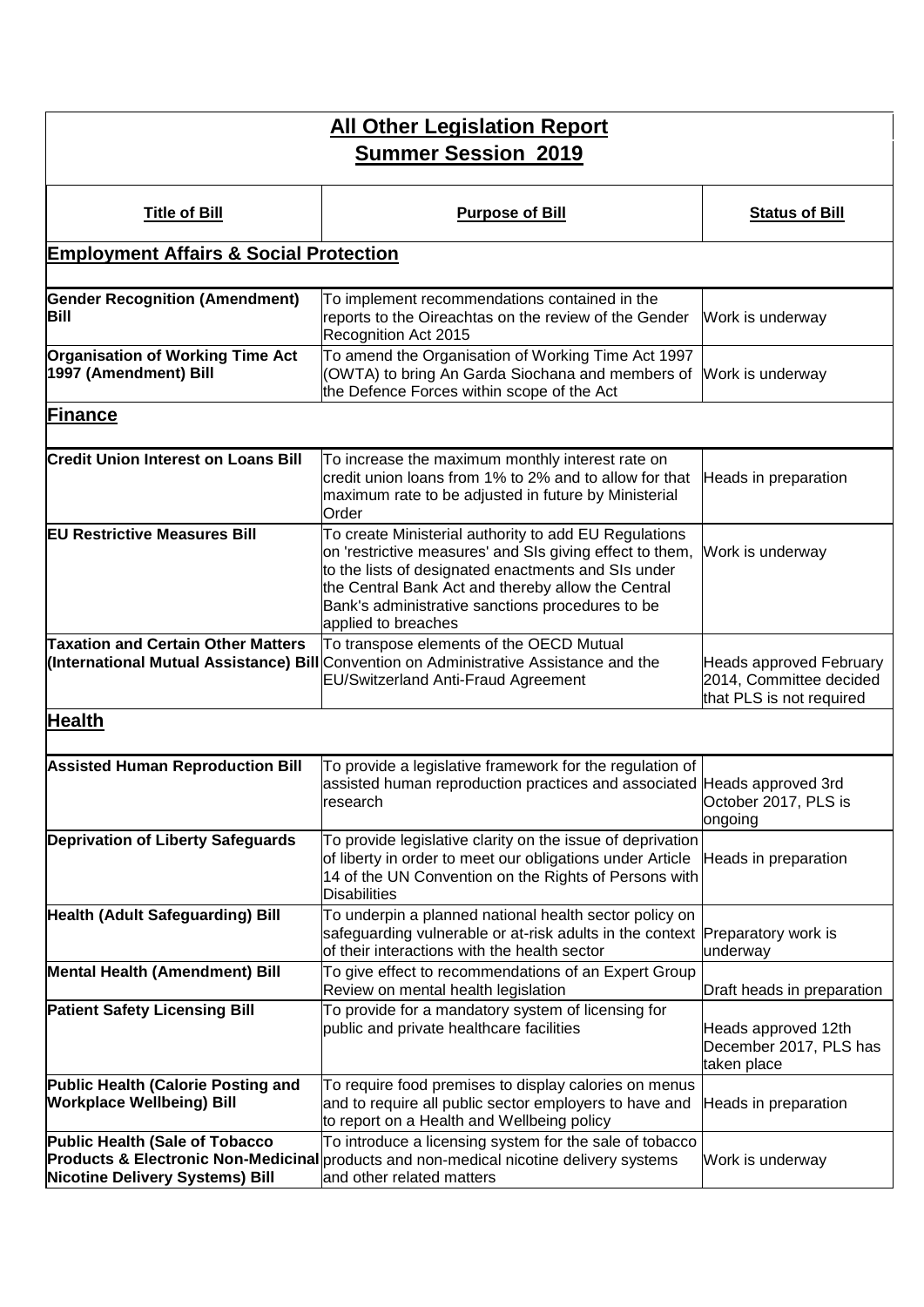# All Other Legislation Report

## Summer Session 2019

| Title of Bill | Purpose of Bill | Status of Bill |
|---|---|---|
| **Employment Affairs & Social Protection** | | |
| **Gender Recognition (Amendment) Bill** | To implement recommendations contained in the reports to the Oireachtas on the review of the Gender Recognition Act 2015 | Work is underway |
| **Organisation of Working Time Act 1997 (Amendment) Bill** | To amend the Organisation of Working Time Act 1997 (OWTA) to bring An Garda Siochana and members of the Defence Forces within scope of the Act | Work is underway |
| **Finance** | | |
| **Credit Union Interest on Loans Bill** | To increase the maximum monthly interest rate on credit union loans from 1% to 2% and to allow for that maximum rate to be adjusted in future by Ministerial Order | Heads in preparation |
| **EU Restrictive Measures Bill** | To create Ministerial authority to add EU Regulations on 'restrictive measures' and SIs giving effect to them, to the lists of designated enactments and SIs under the Central Bank Act and thereby allow the Central Bank's administrative sanctions procedures to be applied to breaches | Work is underway |
| **Taxation and Certain Other Matters (International Mutual Assistance) Bill** | To transpose elements of the OECD Mutual Convention on Administrative Assistance and the EU/Switzerland Anti-Fraud Agreement | Heads approved February 2014, Committee decided that PLS is not required |
| **Health** | | |
| **Assisted Human Reproduction Bill** | To provide a legislative framework for the regulation of assisted human reproduction practices and associated research | Heads approved 3rd October 2017, PLS is ongoing |
| **Deprivation of Liberty Safeguards** | To provide legislative clarity on the issue of deprivation of liberty in order to meet our obligations under Article 14 of the UN Convention on the Rights of Persons with Disabilities | Heads in preparation |
| **Health (Adult Safeguarding) Bill** | To underpin a planned national health sector policy on safeguarding vulnerable or at-risk adults in the context of their interactions with the health sector | Preparatory work is underway |
| **Mental Health (Amendment) Bill** | To give effect to recommendations of an Expert Group Review on mental health legislation | Draft heads in preparation |
| **Patient Safety Licensing Bill** | To provide for a mandatory system of licensing for public and private healthcare facilities | Heads approved 12th December 2017, PLS has taken place |
| **Public Health (Calorie Posting and Workplace Wellbeing) Bill** | To require food premises to display calories on menus and to require all public sector employers to have and to report on a Health and Wellbeing policy | Heads in preparation |
| **Public Health (Sale of Tobacco Products & Electronic Non-Medicinal Nicotine Delivery Systems) Bill** | To introduce a licensing system for the sale of tobacco products and non-medical nicotine delivery systems and other related matters | Work is underway |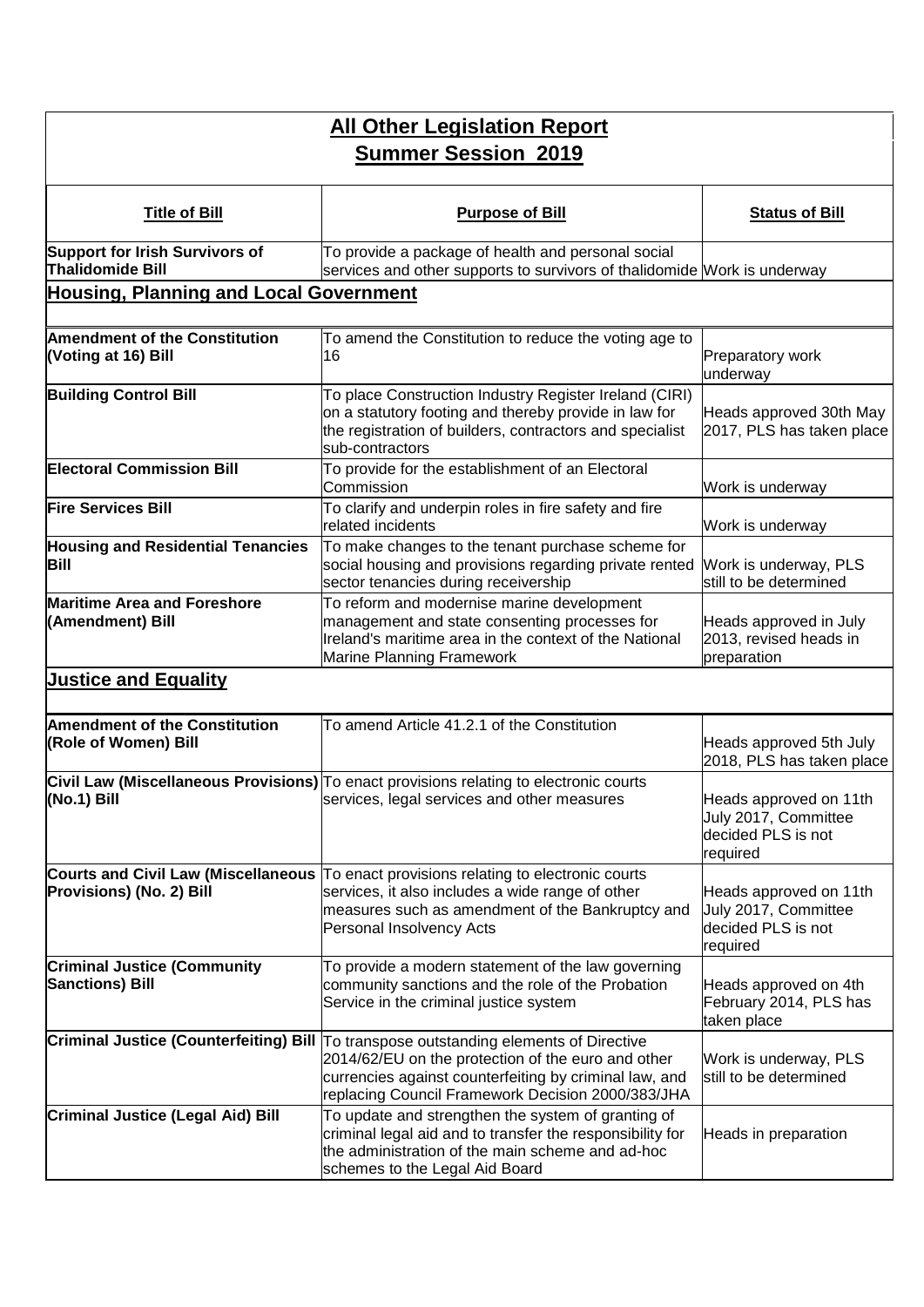## All Other Legislation Report
## Summer Session 2019

| Title of Bill | Purpose of Bill | Status of Bill |
|---|---|---|
| **Support for Irish Survivors of Thalidomide Bill** | To provide a package of health and personal social services and other supports to survivors of thalidomide | Work is underway |
| **Housing, Planning and Local Government** | | |
| **Amendment of the Constitution (Voting at 16) Bill** | To amend the Constitution to reduce the voting age to 16 | Preparatory work underway |
| **Building Control Bill** | To place Construction Industry Register Ireland (CIRI) on a statutory footing and thereby provide in law for the registration of builders, contractors and specialist sub-contractors | Heads approved 30th May 2017, PLS has taken place |
| **Electoral Commission Bill** | To provide for the establishment of an Electoral Commission | Work is underway |
| **Fire Services Bill** | To clarify and underpin roles in fire safety and fire related incidents | Work is underway |
| **Housing and Residential Tenancies Bill** | To make changes to the tenant purchase scheme for social housing and provisions regarding private rented sector tenancies during receivership | Work is underway, PLS still to be determined |
| **Maritime Area and Foreshore (Amendment) Bill** | To reform and modernise marine development management and state consenting processes for Ireland's maritime area in the context of the National Marine Planning Framework | Heads approved in July 2013, revised heads in preparation |
| **Justice and Equality** | | |
| **Amendment of the Constitution (Role of Women) Bill** | To amend Article 41.2.1 of the Constitution | Heads approved 5th July 2018, PLS has taken place |
| **Civil Law (Miscellaneous Provisions) (No.1) Bill** | To enact provisions relating to electronic courts services, legal services and other measures | Heads approved on 11th July 2017, Committee decided PLS is not required |
| **Courts and Civil Law (Miscellaneous Provisions) (No. 2) Bill** | To enact provisions relating to electronic courts services, it also includes a wide range of other measures such as amendment of the Bankruptcy and Personal Insolvency Acts | Heads approved on 11th July 2017, Committee decided PLS is not required |
| **Criminal Justice (Community Sanctions) Bill** | To provide a modern statement of the law governing community sanctions and the role of the Probation Service in the criminal justice system | Heads approved on 4th February 2014, PLS has taken place |
| **Criminal Justice (Counterfeiting) Bill** | To transpose outstanding elements of Directive 2014/62/EU on the protection of the euro and other currencies against counterfeiting by criminal law, and replacing Council Framework Decision 2000/383/JHA | Work is underway, PLS still to be determined |
| **Criminal Justice (Legal Aid) Bill** | To update and strengthen the system of granting of criminal legal aid and to transfer the responsibility for the administration of the main scheme and ad-hoc schemes to the Legal Aid Board | Heads in preparation |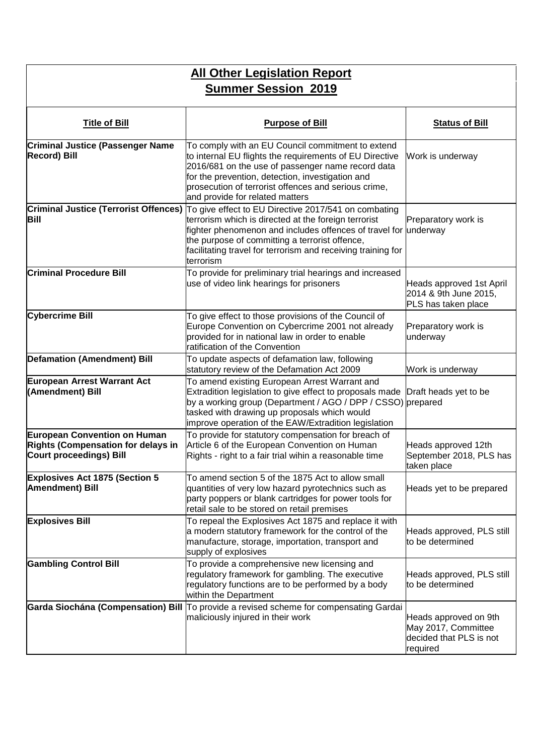## All Other Legislation Report
## Summer Session 2019

| Title of Bill | Purpose of Bill | Status of Bill |
|---|---|---|
| **Criminal Justice (Passenger Name Record) Bill** | To comply with an EU Council commitment to extend to internal EU flights the requirements of EU Directive 2016/681 on the use of passenger name record data for the prevention, detection, investigation and prosecution of terrorist offences and serious crime, and provide for related matters | Work is underway |
| **Criminal Justice (Terrorist Offences) Bill** | To give effect to EU Directive 2017/541 on combating terrorism which is directed at the foreign terrorist fighter phenomenon and includes offences of travel for the purpose of committing a terrorist offence, facilitating travel for terrorism and receiving training for terrorism | Preparatory work is underway |
| **Criminal Procedure Bill** | To provide for preliminary trial hearings and increased use of video link hearings for prisoners | Heads approved 1st April 2014 & 9th June 2015, PLS has taken place |
| **Cybercrime Bill** | To give effect to those provisions of the Council of Europe Convention on Cybercrime 2001 not already provided for in national law in order to enable ratification of the Convention | Preparatory work is underway |
| **Defamation (Amendment) Bill** | To update aspects of defamation law, following statutory review of the Defamation Act 2009 | Work is underway |
| **European Arrest Warrant Act (Amendment) Bill** | To amend existing European Arrest Warrant and Extradition legislation to give effect to proposals made by a working group (Department / AGO / DPP / CSSO) tasked with drawing up proposals which would improve operation of the EAW/Extradition legislation | Draft heads yet to be prepared |
| **European Convention on Human Rights (Compensation for delays in Court proceedings) Bill** | To provide for statutory compensation for breach of Article 6 of the European Convention on Human Rights - right to a fair trial wihin a reasonable time | Heads approved 12th September 2018, PLS has taken place |
| **Explosives Act 1875 (Section 5 Amendment) Bill** | To amend section 5 of the 1875 Act to allow small quantities of very low hazard pyrotechnics such as party poppers or blank cartridges for power tools for retail sale to be stored on retail premises | Heads yet to be prepared |
| **Explosives Bill** | To repeal the Explosives Act 1875 and replace it with a modern statutory framework for the control of the manufacture, storage, importation, transport and supply of explosives | Heads approved, PLS still to be determined |
| **Gambling Control Bill** | To provide a comprehensive new licensing and regulatory framework for gambling. The executive regulatory functions are to be performed by a body within the Department | Heads approved, PLS still to be determined |
| **Garda Siochána (Compensation) Bill** | To provide a revised scheme for compensating Gardai maliciously injured in their work | Heads approved on 9th May 2017, Committee decided that PLS is not required |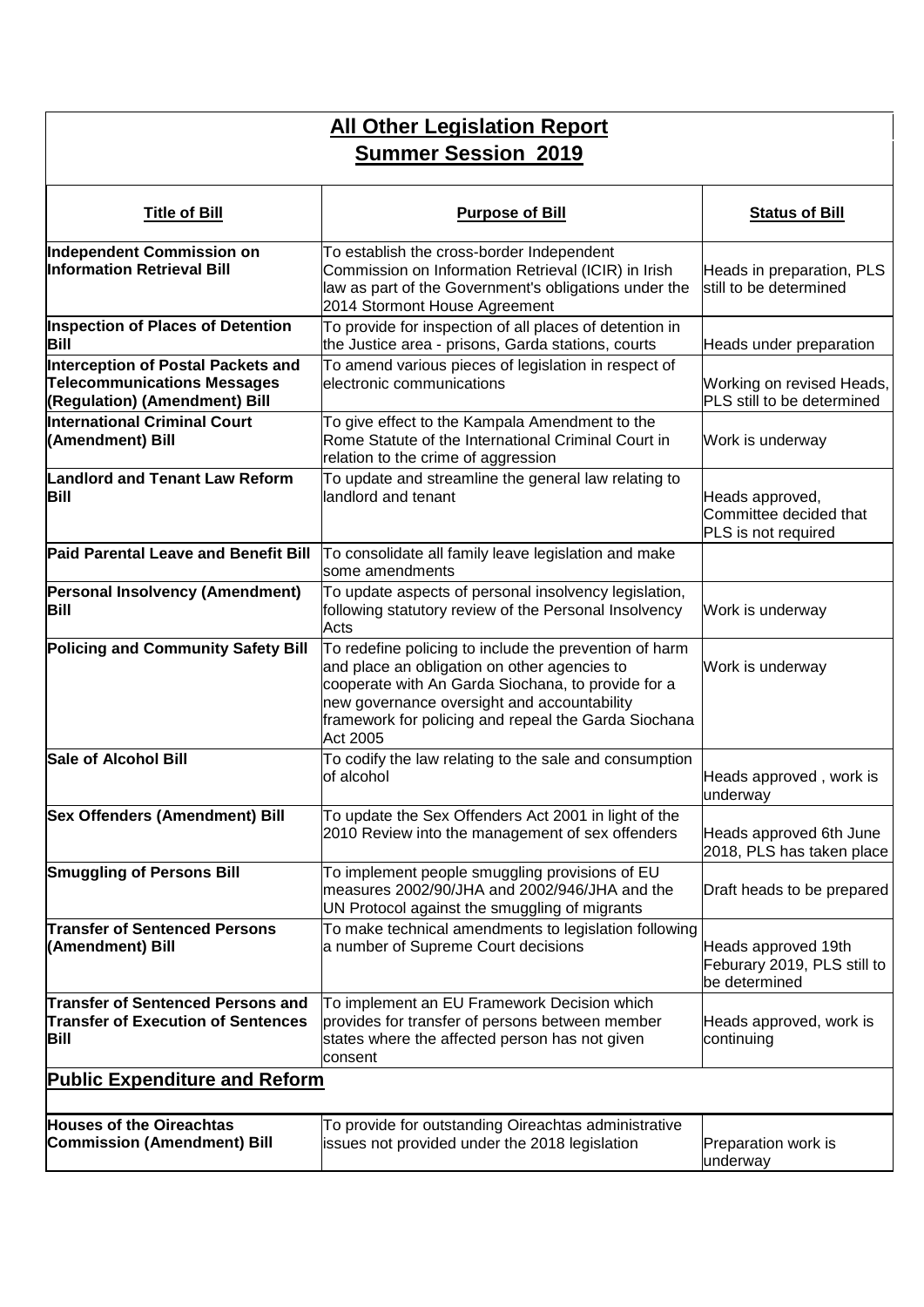| **All Other Legislation Report**<br>**Summer Session 2019** | | |
|---|---|---|
| **Title of Bill** | **Purpose of Bill** | **Status of Bill** |
| **Independent Commission on Information Retrieval Bill** | To establish the cross-border Independent Commission on Information Retrieval (ICIR) in Irish law as part of the Government's obligations under the 2014 Stormont House Agreement | Heads in preparation, PLS still to be determined |
| **Inspection of Places of Detention Bill** | To provide for inspection of all places of detention in the Justice area - prisons, Garda stations, courts | Heads under preparation |
| **Interception of Postal Packets and Telecommunications Messages (Regulation) (Amendment) Bill** | To amend various pieces of legislation in respect of electronic communications | Working on revised Heads, PLS still to be determined |
| **International Criminal Court (Amendment) Bill** | To give effect to the Kampala Amendment to the Rome Statute of the International Criminal Court in relation to the crime of aggression | Work is underway |
| **Landlord and Tenant Law Reform Bill** | To update and streamline the general law relating to landlord and tenant | Heads approved, Committee decided that PLS is not required |
| **Paid Parental Leave and Benefit Bill** | To consolidate all family leave legislation and make some amendments | |
| **Personal Insolvency (Amendment) Bill** | To update aspects of personal insolvency legislation, following statutory review of the Personal Insolvency Acts | Work is underway |
| **Policing and Community Safety Bill** | To redefine policing to include the prevention of harm and place an obligation on other agencies to cooperate with An Garda Siochana, to provide for a new governance oversight and accountability framework for policing and repeal the Garda Siochana Act 2005 | Work is underway |
| **Sale of Alcohol Bill** | To codify the law relating to the sale and consumption of alcohol | Heads approved , work is underway |
| **Sex Offenders (Amendment) Bill** | To update the Sex Offenders Act 2001 in light of the 2010 Review into the management of sex offenders | Heads approved 6th June 2018, PLS has taken place |
| **Smuggling of Persons Bill** | To implement people smuggling provisions of EU measures 2002/90/JHA and 2002/946/JHA and the UN Protocol against the smuggling of migrants | Draft heads to be prepared |
| **Transfer of Sentenced Persons (Amendment) Bill** | To make technical amendments to legislation following a number of Supreme Court decisions | Heads approved 19th Feburary 2019, PLS still to be determined |
| **Transfer of Sentenced Persons and Transfer of Execution of Sentences Bill** | To implement an EU Framework Decision which provides for transfer of persons between member states where the affected person has not given consent | Heads approved, work is continuing |
| **Public Expenditure and Reform** | | |
| **Houses of the Oireachtas Commission (Amendment) Bill** | To provide for outstanding Oireachtas administrative issues not provided under the 2018 legislation | Preparation work is underway |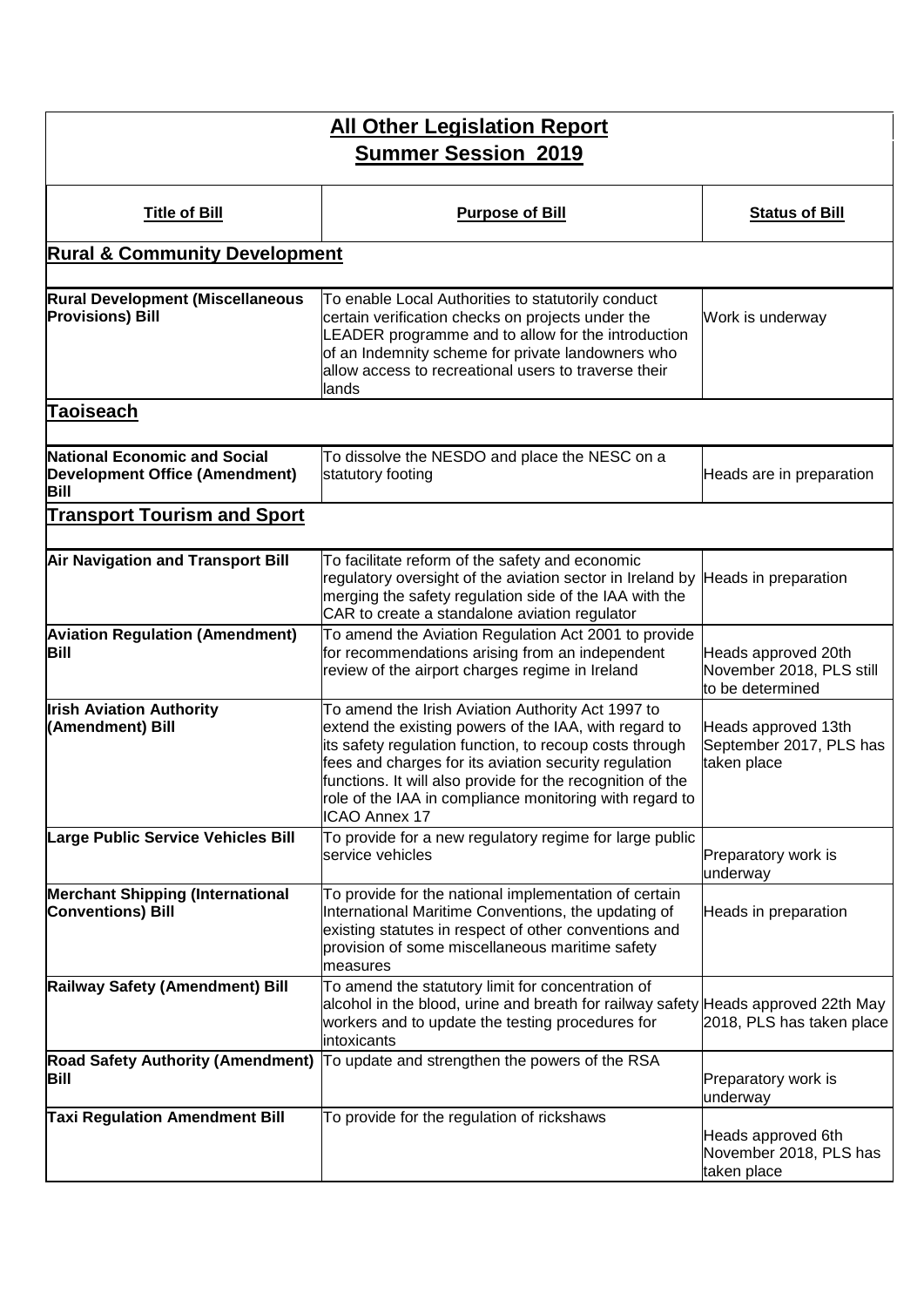## All Other Legislation Report
## Summer Session 2019

| Title of Bill | Purpose of Bill | Status of Bill |
|---|---|---|
| **Rural & Community Development** | | |
| **Rural Development (Miscellaneous Provisions) Bill** | To enable Local Authorities to statutorily conduct certain verification checks on projects under the LEADER programme and to allow for the introduction of an Indemnity scheme for private landowners who allow access to recreational users to traverse their lands | Work is underway |
| **Taoiseach** | | |
| **National Economic and Social Development Office (Amendment) Bill** | To dissolve the NESDO and place the NESC on a statutory footing | Heads are in preparation |
| **Transport Tourism and Sport** | | |
| **Air Navigation and Transport Bill** | To facilitate reform of the safety and economic regulatory oversight of the aviation sector in Ireland by merging the safety regulation side of the IAA with the CAR to create a standalone aviation regulator | Heads in preparation |
| **Aviation Regulation (Amendment) Bill** | To amend the Aviation Regulation Act 2001 to provide for recommendations arising from an independent review of the airport charges regime in Ireland | Heads approved 20th November 2018, PLS still to be determined |
| **Irish Aviation Authority (Amendment) Bill** | To amend the Irish Aviation Authority Act 1997 to extend the existing powers of the IAA, with regard to its safety regulation function, to recoup costs through fees and charges for its aviation security regulation functions. It will also provide for the recognition of the role of the IAA in compliance monitoring with regard to ICAO Annex 17 | Heads approved 13th September 2017, PLS has taken place |
| **Large Public Service Vehicles Bill** | To provide for a new regulatory regime for large public service vehicles | Preparatory work is underway |
| **Merchant Shipping (International Conventions) Bill** | To provide for the national implementation of certain International Maritime Conventions, the updating of existing statutes in respect of other conventions and provision of some miscellaneous maritime safety measures | Heads in preparation |
| **Railway Safety (Amendment) Bill** | To amend the statutory limit for concentration of alcohol in the blood, urine and breath for railway safety workers and to update the testing procedures for intoxicants | Heads approved 22th May 2018, PLS has taken place |
| **Road Safety Authority (Amendment) Bill** | To update and strengthen the powers of the RSA | Preparatory work is underway |
| **Taxi Regulation Amendment Bill** | To provide for the regulation of rickshaws | Heads approved 6th November 2018, PLS has taken place |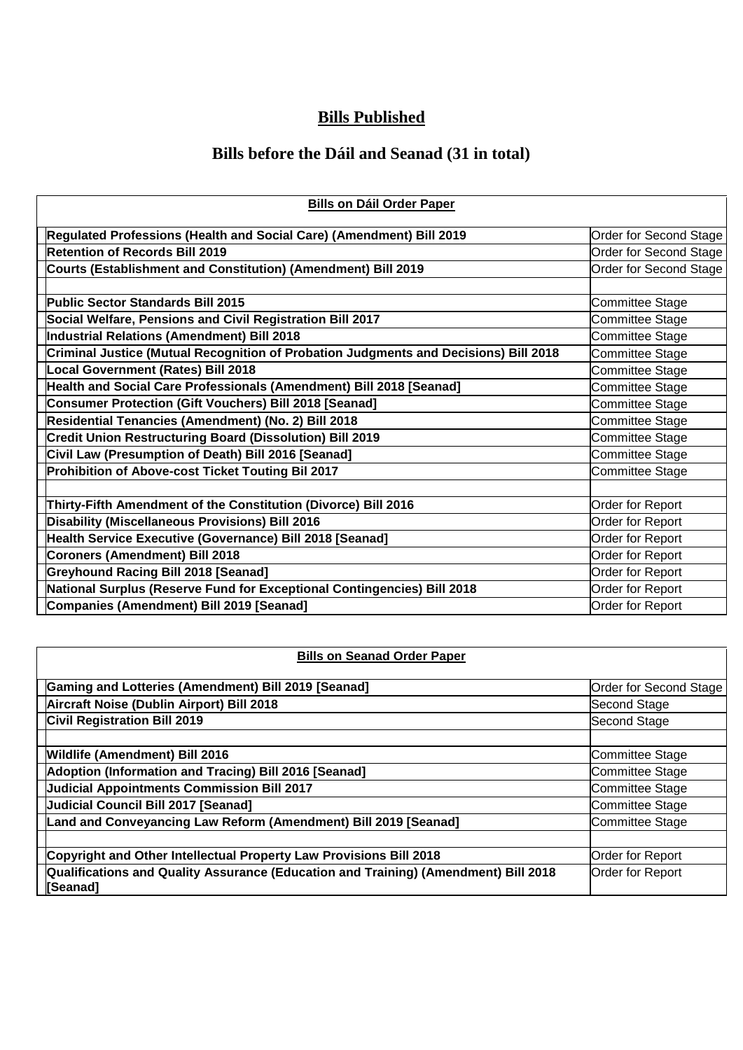# Bills Published

## Bills before the Dáil and Seanad (31 in total)

| Bills on Dáil Order Paper | |
|---|---|
| **Regulated Professions (Health and Social Care) (Amendment) Bill 2019** | Order for Second Stage |
| **Retention of Records Bill 2019** | Order for Second Stage |
| **Courts (Establishment and Constitution) (Amendment) Bill 2019** | Order for Second Stage |
| | |
| **Public Sector Standards Bill 2015** | Committee Stage |
| **Social Welfare, Pensions and Civil Registration Bill 2017** | Committee Stage |
| **Industrial Relations (Amendment) Bill 2018** | Committee Stage |
| **Criminal Justice (Mutual Recognition of Probation Judgments and Decisions) Bill 2018** | Committee Stage |
| **Local Government (Rates) Bill 2018** | Committee Stage |
| **Health and Social Care Professionals (Amendment) Bill 2018 [Seanad]** | Committee Stage |
| **Consumer Protection (Gift Vouchers) Bill 2018 [Seanad]** | Committee Stage |
| **Residential Tenancies (Amendment) (No. 2) Bill 2018** | Committee Stage |
| **Credit Union Restructuring Board (Dissolution) Bill 2019** | Committee Stage |
| **Civil Law (Presumption of Death) Bill 2016 [Seanad]** | Committee Stage |
| **Prohibition of Above-cost Ticket Touting Bil 2017** | Committee Stage |
| | |
| **Thirty-Fifth Amendment of the Constitution (Divorce) Bill 2016** | Order for Report |
| **Disability (Miscellaneous Provisions) Bill 2016** | Order for Report |
| **Health Service Executive (Governance) Bill 2018 [Seanad]** | Order for Report |
| **Coroners (Amendment) Bill 2018** | Order for Report |
| **Greyhound Racing Bill 2018 [Seanad]** | Order for Report |
| **National Surplus (Reserve Fund for Exceptional Contingencies) Bill 2018** | Order for Report |
| **Companies (Amendment) Bill 2019 [Seanad]** | Order for Report |

| Bills on Seanad Order Paper | |
|---|---|
| **Gaming and Lotteries (Amendment) Bill 2019 [Seanad]** | Order for Second Stage |
| **Aircraft Noise (Dublin Airport) Bill 2018** | Second Stage |
| **Civil Registration Bill 2019** | Second Stage |
| | |
| **Wildlife (Amendment) Bill 2016** | Committee Stage |
| **Adoption (Information and Tracing) Bill 2016 [Seanad]** | Committee Stage |
| **Judicial Appointments Commission Bill 2017** | Committee Stage |
| **Judicial Council Bill 2017 [Seanad]** | Committee Stage |
| **Land and Conveyancing Law Reform (Amendment) Bill 2019 [Seanad]** | Committee Stage |
| | |
| **Copyright and Other Intellectual Property Law Provisions Bill 2018** | Order for Report |
| **Qualifications and Quality Assurance (Education and Training) (Amendment) Bill 2018 [Seanad]** | Order for Report |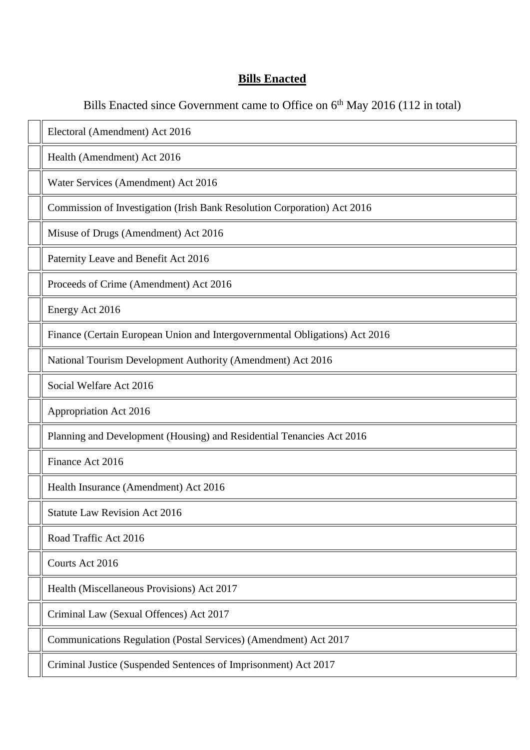## **Bills Enacted**

Bills Enacted since Government came to Office on 6th May 2016 (112 in total)

| | |
|---|---|
| | Electoral (Amendment) Act 2016 |
| | Health (Amendment) Act 2016 |
| | Water Services (Amendment) Act 2016 |
| | Commission of Investigation (Irish Bank Resolution Corporation) Act 2016 |
| | Misuse of Drugs (Amendment) Act 2016 |
| | Paternity Leave and Benefit Act 2016 |
| | Proceeds of Crime (Amendment) Act 2016 |
| | Energy Act 2016 |
| | Finance (Certain European Union and Intergovernmental Obligations) Act 2016 |
| | National Tourism Development Authority (Amendment) Act 2016 |
| | Social Welfare Act 2016 |
| | Appropriation Act 2016 |
| | Planning and Development (Housing) and Residential Tenancies Act 2016 |
| | Finance Act 2016 |
| | Health Insurance (Amendment) Act 2016 |
| | Statute Law Revision Act 2016 |
| | Road Traffic Act 2016 |
| | Courts Act 2016 |
| | Health (Miscellaneous Provisions) Act 2017 |
| | Criminal Law (Sexual Offences) Act 2017 |
| | Communications Regulation (Postal Services) (Amendment) Act 2017 |
| | Criminal Justice (Suspended Sentences of Imprisonment) Act 2017 |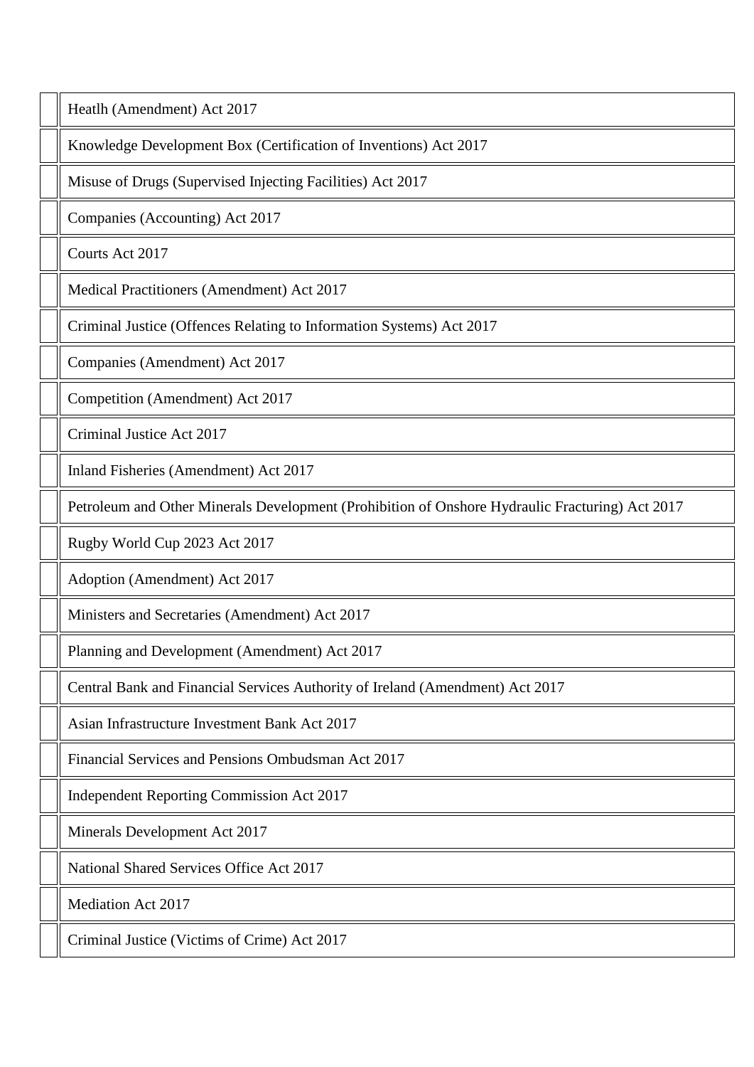| | |
|---|---|
| | Heatlh (Amendment) Act 2017 |
| | Knowledge Development Box (Certification of Inventions) Act 2017 |
| | Misuse of Drugs (Supervised Injecting Facilities) Act 2017 |
| | Companies (Accounting) Act 2017 |
| | Courts Act 2017 |
| | Medical Practitioners (Amendment) Act 2017 |
| | Criminal Justice (Offences Relating to Information Systems) Act 2017 |
| | Companies (Amendment) Act 2017 |
| | Competition (Amendment) Act 2017 |
| | Criminal Justice Act 2017 |
| | Inland Fisheries (Amendment) Act 2017 |
| | Petroleum and Other Minerals Development (Prohibition of Onshore Hydraulic Fracturing) Act 2017 |
| | Rugby World Cup 2023 Act 2017 |
| | Adoption (Amendment) Act 2017 |
| | Ministers and Secretaries (Amendment) Act 2017 |
| | Planning and Development (Amendment) Act 2017 |
| | Central Bank and Financial Services Authority of Ireland (Amendment) Act 2017 |
| | Asian Infrastructure Investment Bank Act 2017 |
| | Financial Services and Pensions Ombudsman Act 2017 |
| | Independent Reporting Commission Act 2017 |
| | Minerals Development Act 2017 |
| | National Shared Services Office Act 2017 |
| | Mediation Act 2017 |
| | Criminal Justice (Victims of Crime) Act 2017 |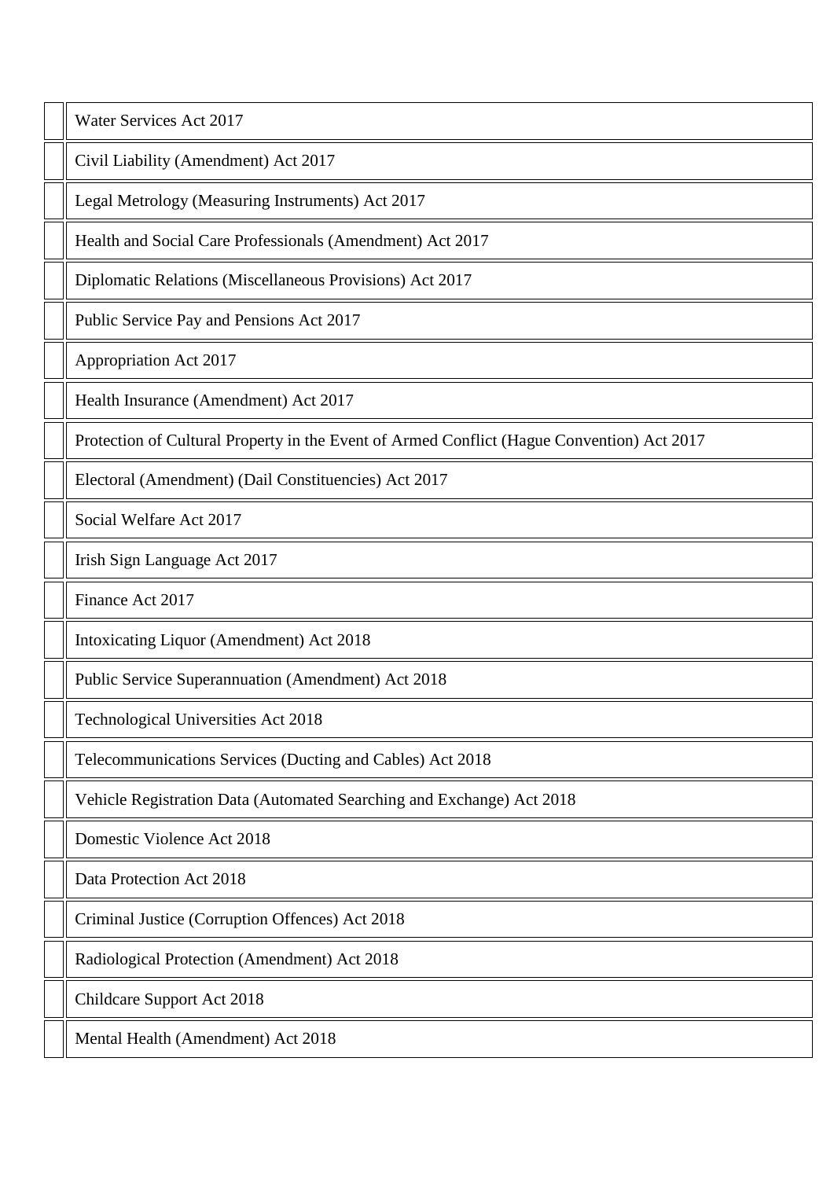| | |
|---|---|
| | Water Services Act 2017 |
| | Civil Liability (Amendment) Act 2017 |
| | Legal Metrology (Measuring Instruments) Act 2017 |
| | Health and Social Care Professionals (Amendment) Act 2017 |
| | Diplomatic Relations (Miscellaneous Provisions) Act 2017 |
| | Public Service Pay and Pensions Act 2017 |
| | Appropriation Act 2017 |
| | Health Insurance (Amendment) Act 2017 |
| | Protection of Cultural Property in the Event of Armed Conflict (Hague Convention) Act 2017 |
| | Electoral (Amendment) (Dail Constituencies) Act 2017 |
| | Social Welfare Act 2017 |
| | Irish Sign Language Act 2017 |
| | Finance Act 2017 |
| | Intoxicating Liquor (Amendment) Act 2018 |
| | Public Service Superannuation (Amendment) Act 2018 |
| | Technological Universities Act 2018 |
| | Telecommunications Services (Ducting and Cables) Act 2018 |
| | Vehicle Registration Data (Automated Searching and Exchange) Act 2018 |
| | Domestic Violence Act 2018 |
| | Data Protection Act 2018 |
| | Criminal Justice (Corruption Offences) Act 2018 |
| | Radiological Protection (Amendment) Act 2018 |
| | Childcare Support Act 2018 |
| | Mental Health (Amendment) Act 2018 |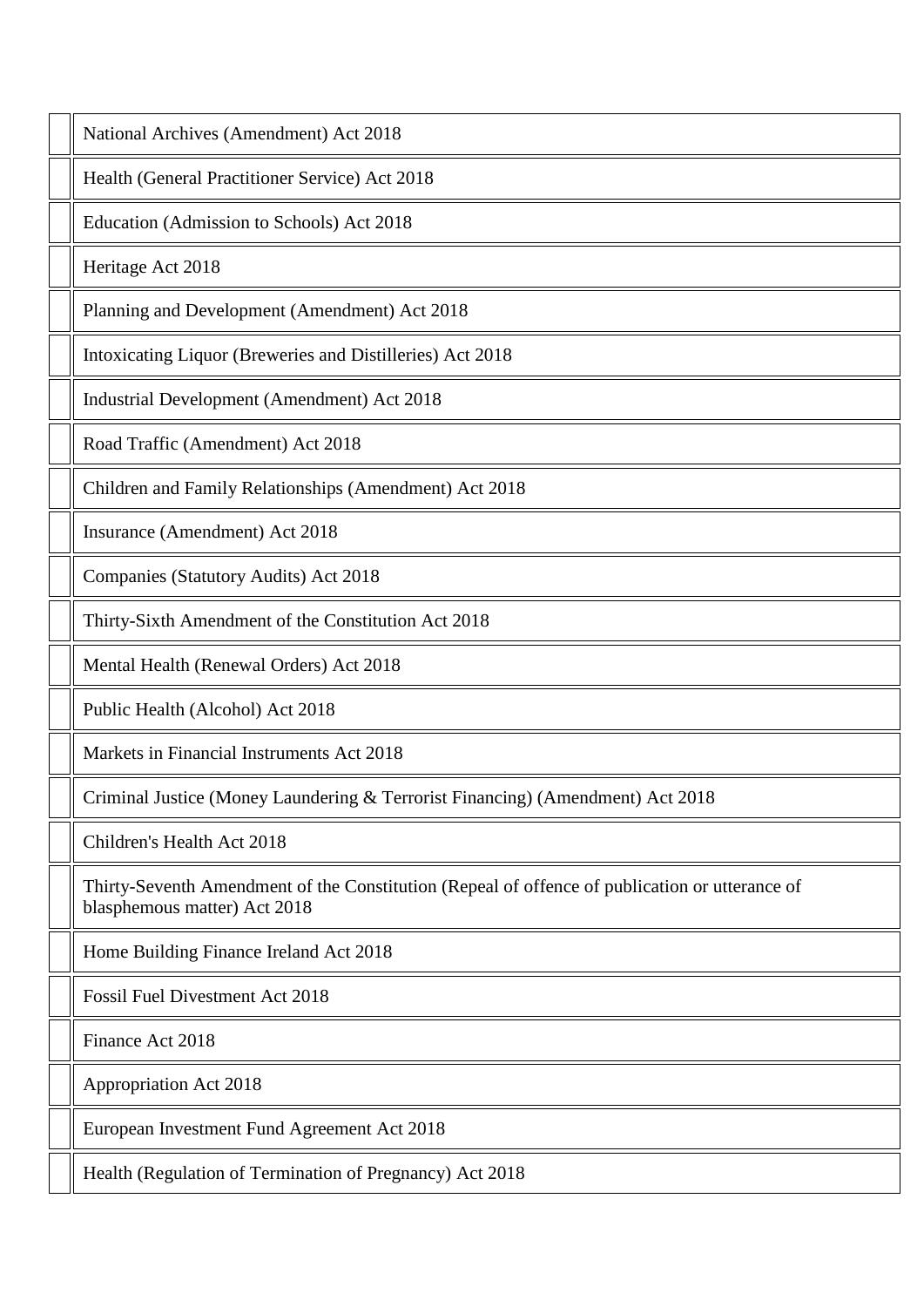| | |
|---|---|
| | National Archives (Amendment) Act 2018 |
| | Health (General Practitioner Service) Act 2018 |
| | Education (Admission to Schools) Act 2018 |
| | Heritage Act 2018 |
| | Planning and Development (Amendment) Act 2018 |
| | Intoxicating Liquor (Breweries and Distilleries) Act 2018 |
| | Industrial Development (Amendment) Act 2018 |
| | Road Traffic (Amendment) Act 2018 |
| | Children and Family Relationships (Amendment) Act 2018 |
| | Insurance (Amendment) Act 2018 |
| | Companies (Statutory Audits) Act 2018 |
| | Thirty-Sixth Amendment of the Constitution Act 2018 |
| | Mental Health (Renewal Orders) Act 2018 |
| | Public Health (Alcohol) Act 2018 |
| | Markets in Financial Instruments Act 2018 |
| | Criminal Justice (Money Laundering & Terrorist Financing) (Amendment) Act 2018 |
| | Children's Health Act 2018 |
| | Thirty-Seventh Amendment of the Constitution (Repeal of offence of publication or utterance of blasphemous matter) Act 2018 |
| | Home Building Finance Ireland Act 2018 |
| | Fossil Fuel Divestment Act 2018 |
| | Finance Act 2018 |
| | Appropriation Act 2018 |
| | European Investment Fund Agreement Act 2018 |
| | Health (Regulation of Termination of Pregnancy) Act 2018 |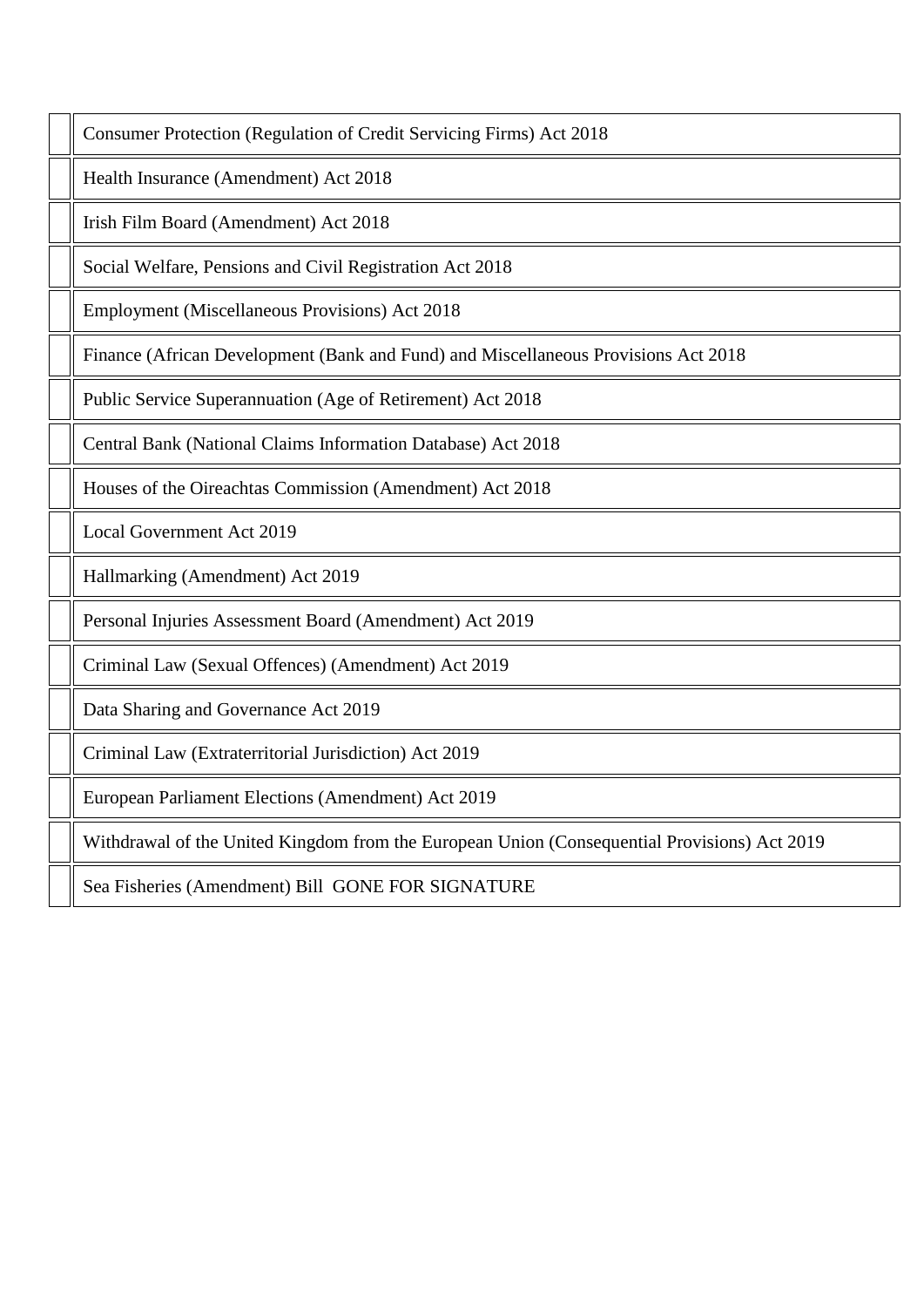|   |   |
|---|---|
|   | Consumer Protection (Regulation of Credit Servicing Firms) Act 2018 |
|   | Health Insurance (Amendment) Act 2018 |
|   | Irish Film Board (Amendment) Act 2018 |
|   | Social Welfare, Pensions and Civil Registration Act 2018 |
|   | Employment (Miscellaneous Provisions) Act 2018 |
|   | Finance (African Development (Bank and Fund) and Miscellaneous Provisions Act 2018 |
|   | Public Service Superannuation (Age of Retirement) Act 2018 |
|   | Central Bank (National Claims Information Database) Act 2018 |
|   | Houses of the Oireachtas Commission (Amendment) Act 2018 |
|   | Local Government Act 2019 |
|   | Hallmarking (Amendment) Act 2019 |
|   | Personal Injuries Assessment Board (Amendment) Act 2019 |
|   | Criminal Law (Sexual Offences) (Amendment) Act 2019 |
|   | Data Sharing and Governance Act 2019 |
|   | Criminal Law (Extraterritorial Jurisdiction) Act 2019 |
|   | European Parliament Elections (Amendment) Act 2019 |
|   | Withdrawal of the United Kingdom from the European Union (Consequential Provisions) Act 2019 |
|   | Sea Fisheries (Amendment) Bill GONE FOR SIGNATURE |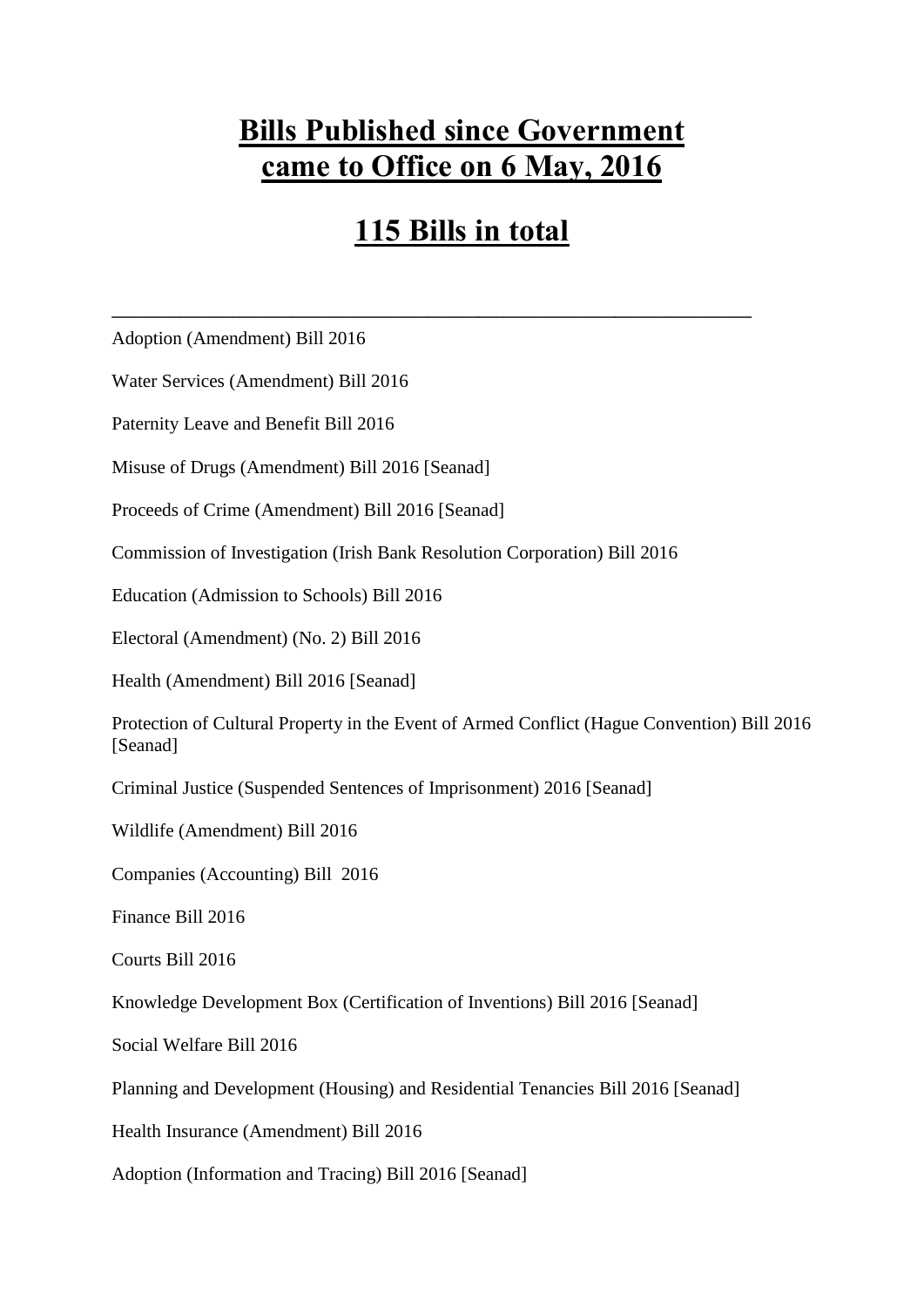# Bills Published since Government came to Office on 6 May, 2016

# 115 Bills in total

---

Adoption (Amendment) Bill 2016

Water Services (Amendment) Bill 2016

Paternity Leave and Benefit Bill 2016

Misuse of Drugs (Amendment) Bill 2016 [Seanad]

Proceeds of Crime (Amendment) Bill 2016 [Seanad]

Commission of Investigation (Irish Bank Resolution Corporation) Bill 2016

Education (Admission to Schools) Bill 2016

Electoral (Amendment) (No. 2) Bill 2016

Health (Amendment) Bill 2016 [Seanad]

Protection of Cultural Property in the Event of Armed Conflict (Hague Convention) Bill 2016 [Seanad]

Criminal Justice (Suspended Sentences of Imprisonment) 2016 [Seanad]

Wildlife (Amendment) Bill 2016

Companies (Accounting) Bill 2016

Finance Bill 2016

Courts Bill 2016

Knowledge Development Box (Certification of Inventions) Bill 2016 [Seanad]

Social Welfare Bill 2016

Planning and Development (Housing) and Residential Tenancies Bill 2016 [Seanad]

Health Insurance (Amendment) Bill 2016

Adoption (Information and Tracing) Bill 2016 [Seanad]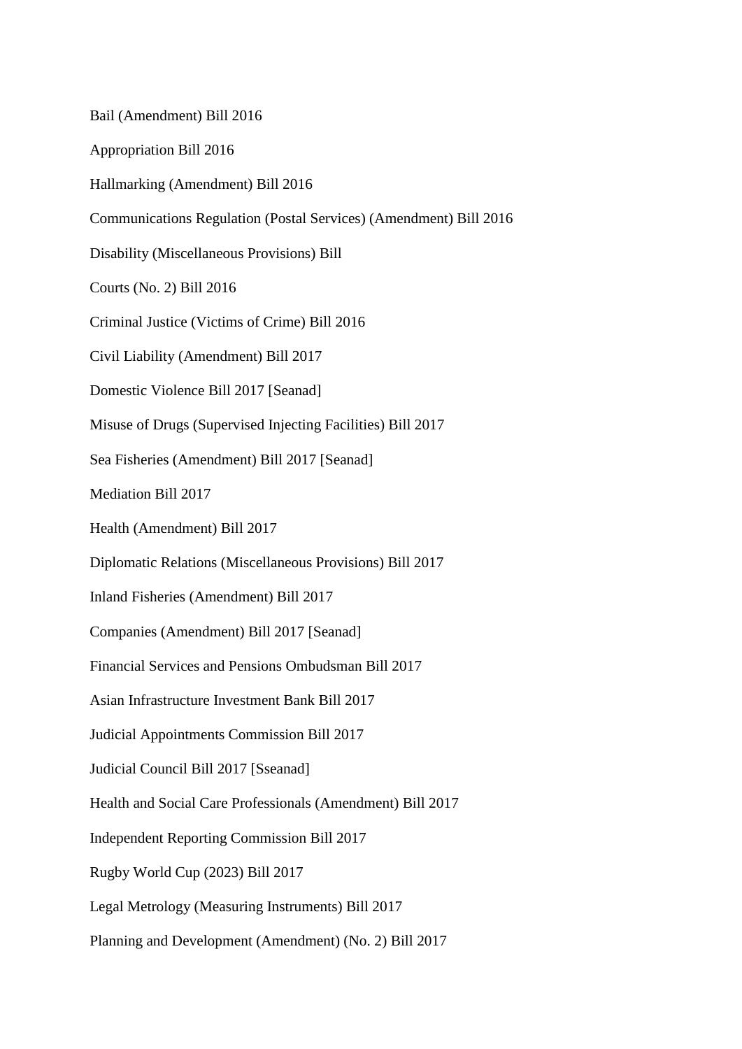Bail (Amendment) Bill 2016

Appropriation Bill 2016

Hallmarking (Amendment) Bill 2016

Communications Regulation (Postal Services) (Amendment) Bill 2016

Disability (Miscellaneous Provisions) Bill

Courts (No. 2) Bill 2016

Criminal Justice (Victims of Crime) Bill 2016

Civil Liability (Amendment) Bill 2017

Domestic Violence Bill 2017 [Seanad]

Misuse of Drugs (Supervised Injecting Facilities) Bill 2017

Sea Fisheries (Amendment) Bill 2017 [Seanad]

Mediation Bill 2017

Health (Amendment) Bill 2017

Diplomatic Relations (Miscellaneous Provisions) Bill 2017

Inland Fisheries (Amendment) Bill 2017

Companies (Amendment) Bill 2017 [Seanad]

Financial Services and Pensions Ombudsman Bill 2017

Asian Infrastructure Investment Bank Bill 2017

Judicial Appointments Commission Bill 2017

Judicial Council Bill 2017 [Sseanad]

Health and Social Care Professionals (Amendment) Bill 2017

Independent Reporting Commission Bill 2017

Rugby World Cup (2023) Bill 2017

Legal Metrology (Measuring Instruments) Bill 2017

Planning and Development (Amendment) (No. 2) Bill 2017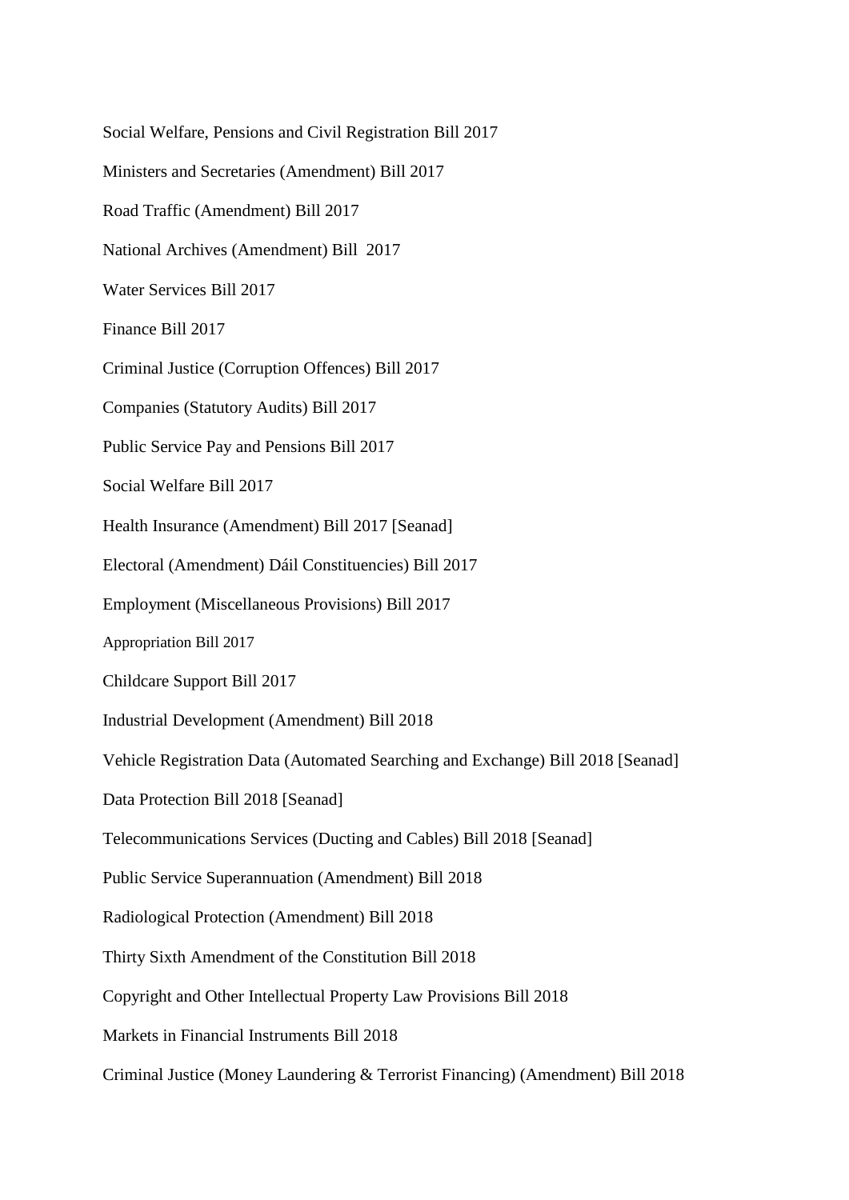Social Welfare, Pensions and Civil Registration Bill 2017

Ministers and Secretaries (Amendment) Bill 2017

Road Traffic (Amendment) Bill 2017

National Archives (Amendment) Bill 2017

Water Services Bill 2017

Finance Bill 2017

Criminal Justice (Corruption Offences) Bill 2017

Companies (Statutory Audits) Bill 2017

Public Service Pay and Pensions Bill 2017

Social Welfare Bill 2017

Health Insurance (Amendment) Bill 2017 [Seanad]

Electoral (Amendment) Dáil Constituencies) Bill 2017

Employment (Miscellaneous Provisions) Bill 2017

Appropriation Bill 2017

Childcare Support Bill 2017

Industrial Development (Amendment) Bill 2018

Vehicle Registration Data (Automated Searching and Exchange) Bill 2018 [Seanad]

Data Protection Bill 2018 [Seanad]

Telecommunications Services (Ducting and Cables) Bill 2018 [Seanad]

Public Service Superannuation (Amendment) Bill 2018

Radiological Protection (Amendment) Bill 2018

Thirty Sixth Amendment of the Constitution Bill 2018

Copyright and Other Intellectual Property Law Provisions Bill 2018

Markets in Financial Instruments Bill 2018

Criminal Justice (Money Laundering & Terrorist Financing) (Amendment) Bill 2018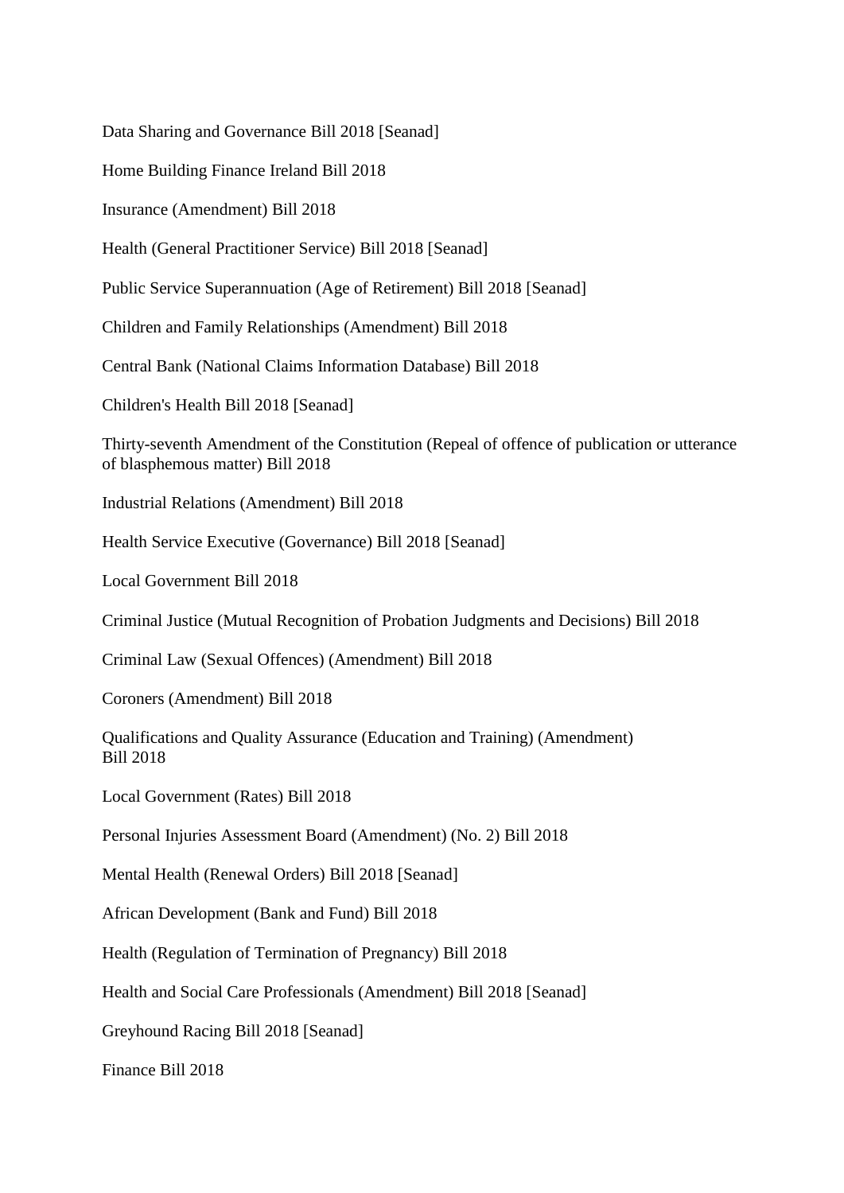Data Sharing and Governance Bill 2018 [Seanad]

Home Building Finance Ireland Bill 2018

Insurance (Amendment) Bill 2018

Health (General Practitioner Service) Bill 2018 [Seanad]

Public Service Superannuation (Age of Retirement) Bill 2018 [Seanad]

Children and Family Relationships (Amendment) Bill 2018

Central Bank (National Claims Information Database) Bill 2018

Children's Health Bill 2018 [Seanad]

Thirty-seventh Amendment of the Constitution (Repeal of offence of publication or utterance of blasphemous matter) Bill 2018

Industrial Relations (Amendment) Bill 2018

Health Service Executive (Governance) Bill 2018 [Seanad]

Local Government Bill 2018

Criminal Justice (Mutual Recognition of Probation Judgments and Decisions) Bill 2018

Criminal Law (Sexual Offences) (Amendment) Bill 2018

Coroners (Amendment) Bill 2018

Qualifications and Quality Assurance (Education and Training) (Amendment) Bill 2018

Local Government (Rates) Bill 2018

Personal Injuries Assessment Board (Amendment) (No. 2) Bill 2018

Mental Health (Renewal Orders) Bill 2018 [Seanad]

African Development (Bank and Fund) Bill 2018

Health (Regulation of Termination of Pregnancy) Bill 2018

Health and Social Care Professionals (Amendment) Bill 2018 [Seanad]

Greyhound Racing Bill 2018 [Seanad]

Finance Bill 2018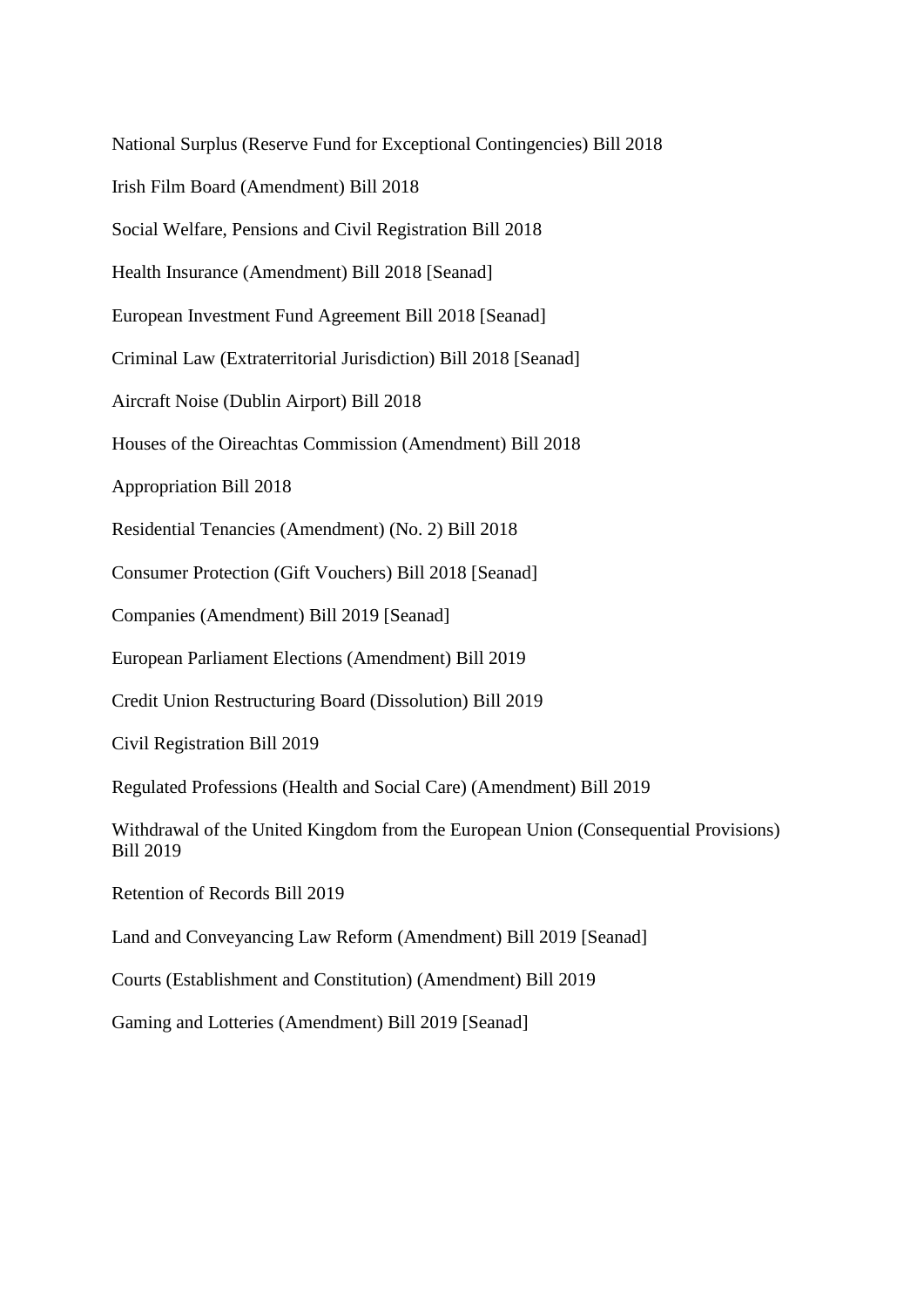National Surplus (Reserve Fund for Exceptional Contingencies) Bill 2018

Irish Film Board (Amendment) Bill 2018

Social Welfare, Pensions and Civil Registration Bill 2018

Health Insurance (Amendment) Bill 2018 [Seanad]

European Investment Fund Agreement Bill 2018 [Seanad]

Criminal Law (Extraterritorial Jurisdiction) Bill 2018 [Seanad]

Aircraft Noise (Dublin Airport) Bill 2018

Houses of the Oireachtas Commission (Amendment) Bill 2018

Appropriation Bill 2018

Residential Tenancies (Amendment) (No. 2) Bill 2018

Consumer Protection (Gift Vouchers) Bill 2018 [Seanad]

Companies (Amendment) Bill 2019 [Seanad]

European Parliament Elections (Amendment) Bill 2019

Credit Union Restructuring Board (Dissolution) Bill 2019

Civil Registration Bill 2019

Regulated Professions (Health and Social Care) (Amendment) Bill 2019

Withdrawal of the United Kingdom from the European Union (Consequential Provisions) Bill 2019

Retention of Records Bill 2019

Land and Conveyancing Law Reform (Amendment) Bill 2019 [Seanad]

Courts (Establishment and Constitution) (Amendment) Bill 2019

Gaming and Lotteries (Amendment) Bill 2019 [Seanad]